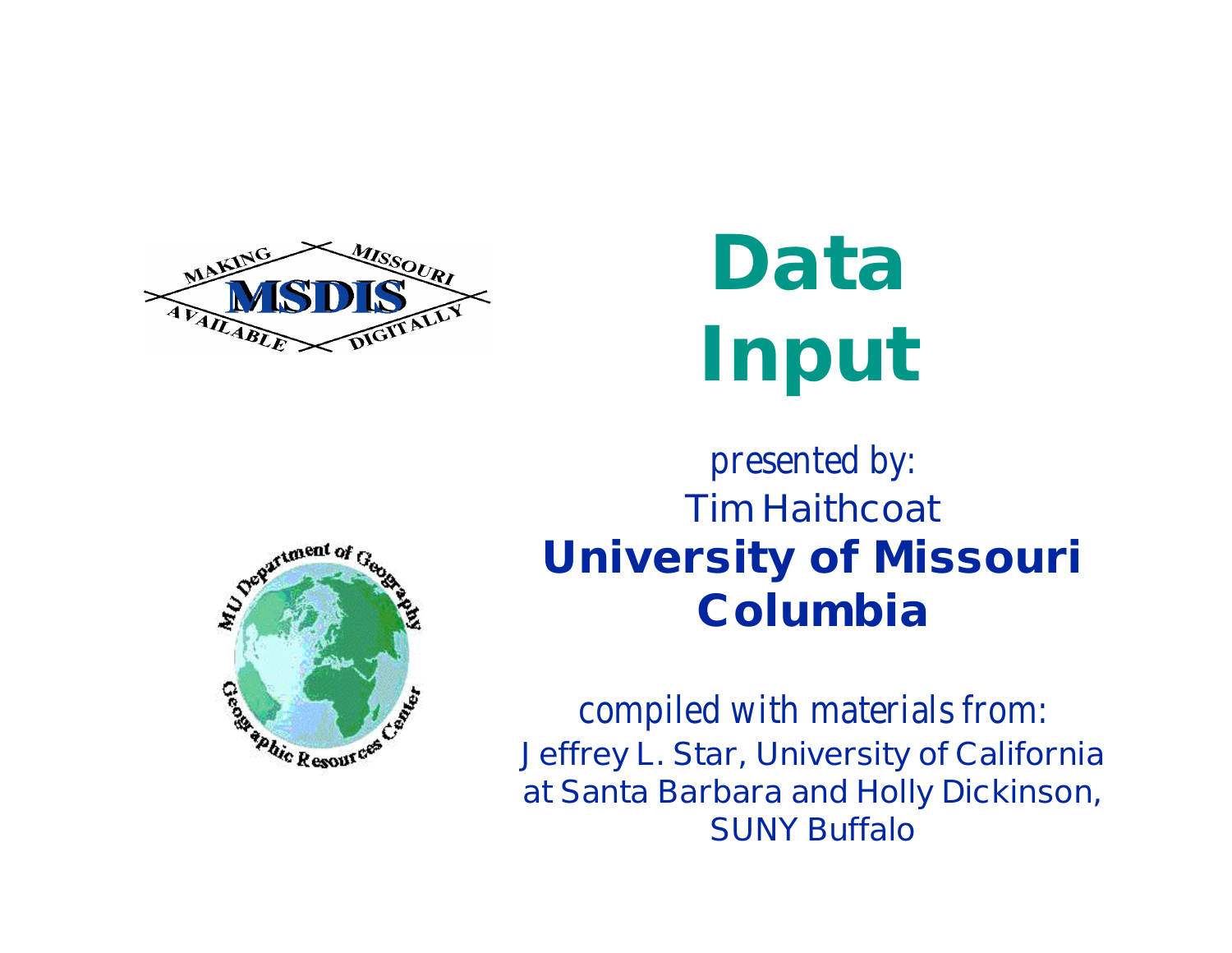# Data Input

*presented by:*

Tim Haithcoat

**University of Missouri Columbia**

*compiled with materials from:*

Jeffrey L. Star, University of California at Santa Barbara and Holly Dickinson, SUNY Buffalo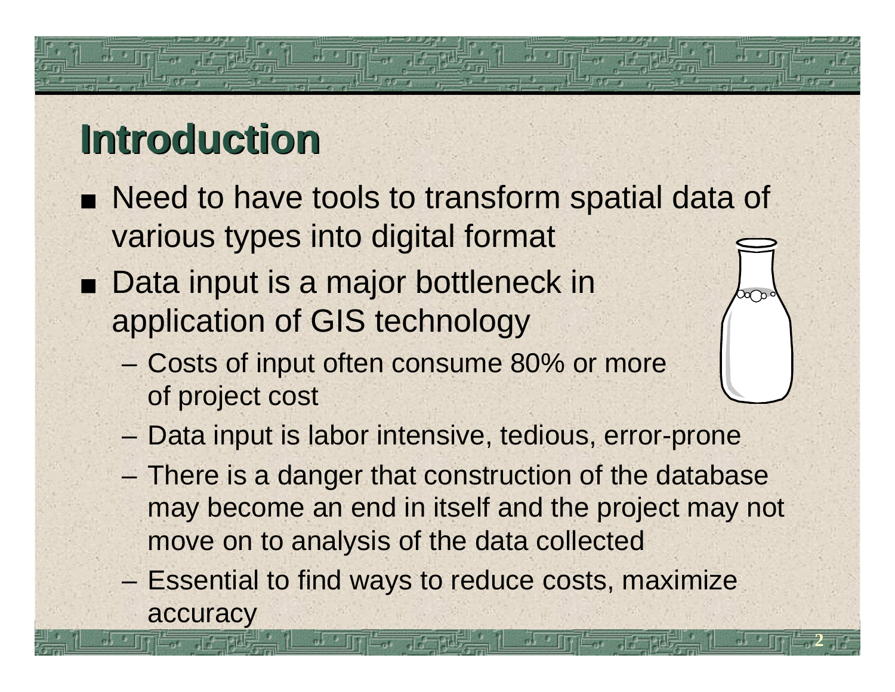# Introduction

- Need to have tools to transform spatial data of various types into digital format
- Data input is a major bottleneck in application of GIS technology
  - Costs of input often consume 80% or more of project cost
  - Data input is labor intensive, tedious, error-prone
  - There is a danger that construction of the database may become an end in itself and the project may not move on to analysis of the data collected
  - Essential to find ways to reduce costs, maximize accuracy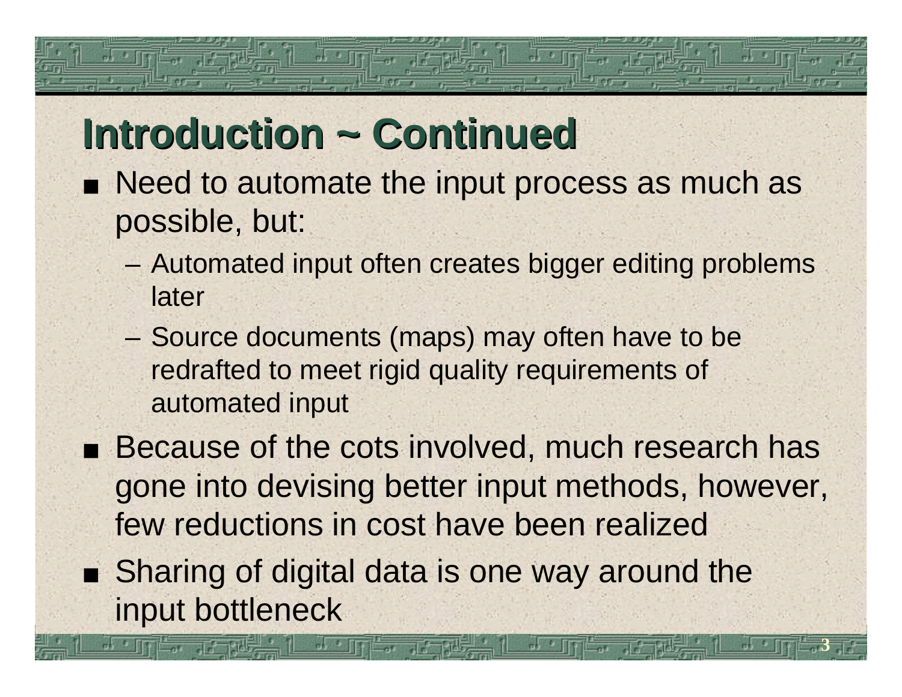# Introduction ~ Continued

- Need to automate the input process as much as possible, but:
  - Automated input often creates bigger editing problems later
  - Source documents (maps) may often have to be redrafted to meet rigid quality requirements of automated input
- Because of the cots involved, much research has gone into devising better input methods, however, few reductions in cost have been realized
- Sharing of digital data is one way around the input bottleneck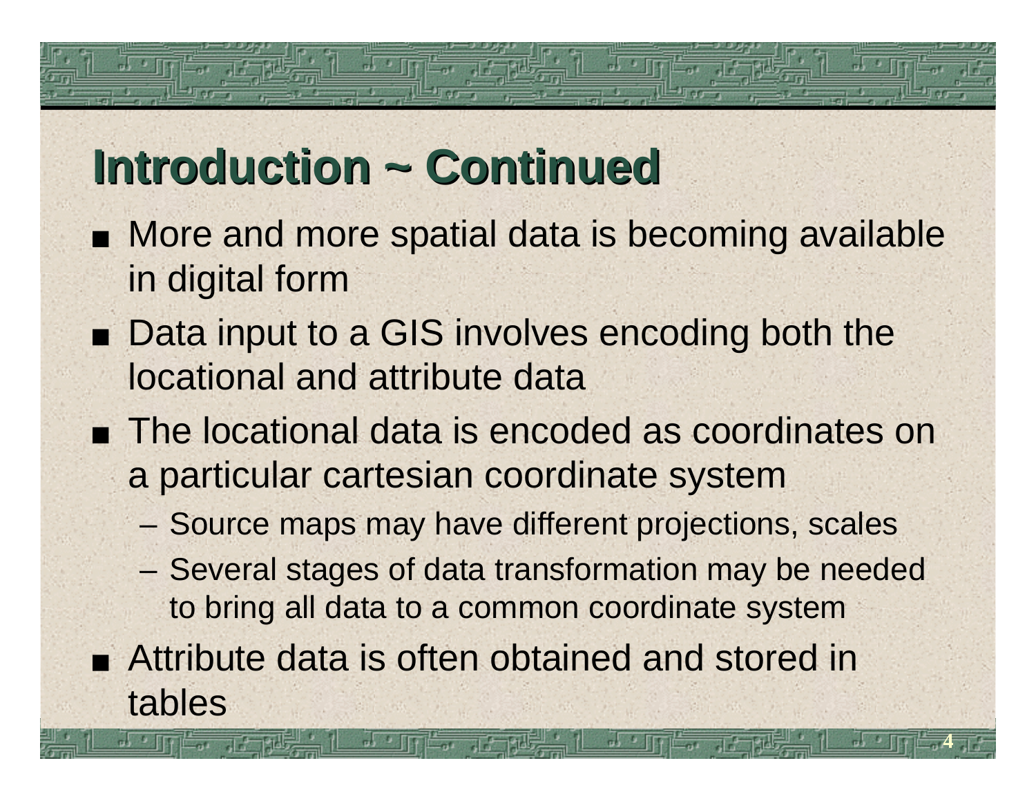## Introduction ~ Continued

- More and more spatial data is becoming available in digital form
- Data input to a GIS involves encoding both the locational and attribute data
- The locational data is encoded as coordinates on a particular cartesian coordinate system
  - Source maps may have different projections, scales
  - Several stages of data transformation may be needed to bring all data to a common coordinate system
- Attribute data is often obtained and stored in tables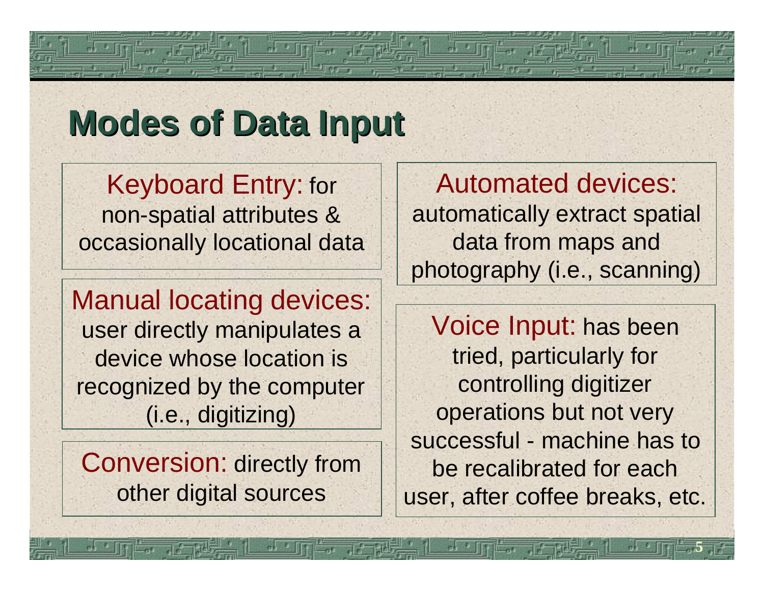# Modes of Data Input

**Keyboard Entry:** for non-spatial attributes & occasionally locational data

**Manual locating devices:** user directly manipulates a device whose location is recognized by the computer (i.e., digitizing)

**Conversion:** directly from other digital sources

**Automated devices:** automatically extract spatial data from maps and photography (i.e., scanning)

**Voice Input:** has been tried, particularly for controlling digitizer operations but not very successful - machine has to be recalibrated for each user, after coffee breaks, etc.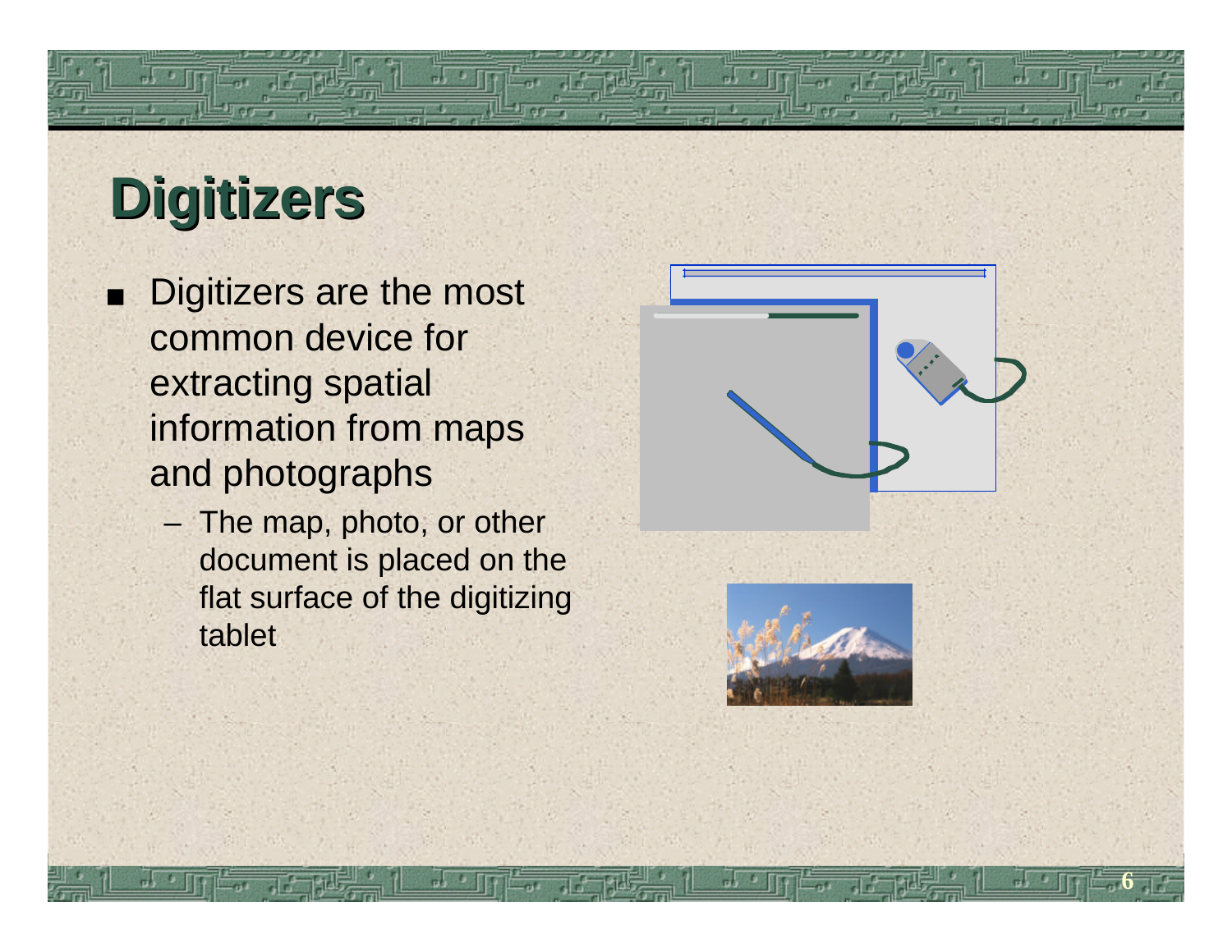# Digitizers

- Digitizers are the most common device for extracting spatial information from maps and photographs
  - The map, photo, or other document is placed on the flat surface of the digitizing tablet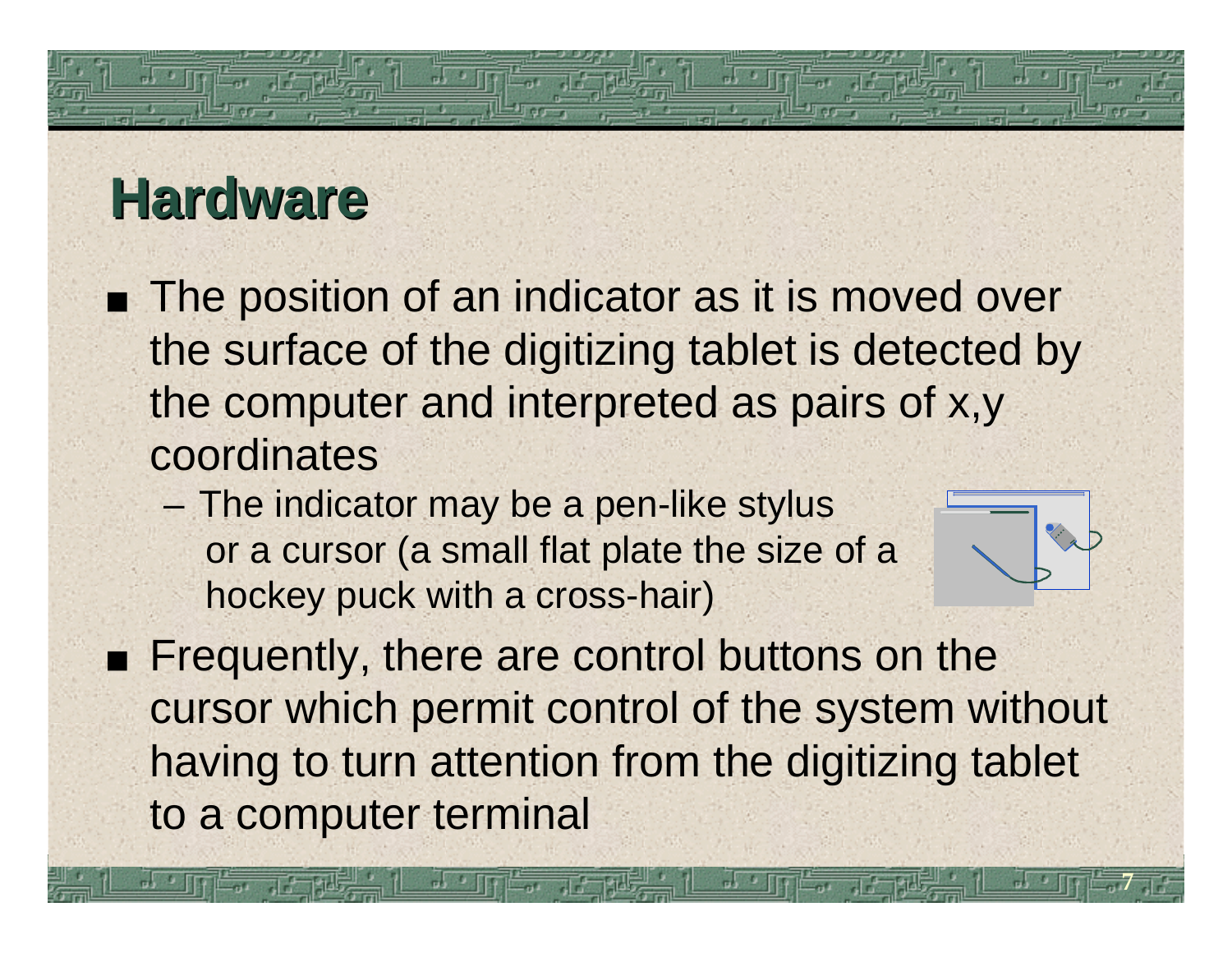# Hardware

- The position of an indicator as it is moved over the surface of the digitizing tablet is detected by the computer and interpreted as pairs of x,y coordinates
  - The indicator may be a pen-like stylus or a cursor (a small flat plate the size of a hockey puck with a cross-hair)
- Frequently, there are control buttons on the cursor which permit control of the system without having to turn attention from the digitizing tablet to a computer terminal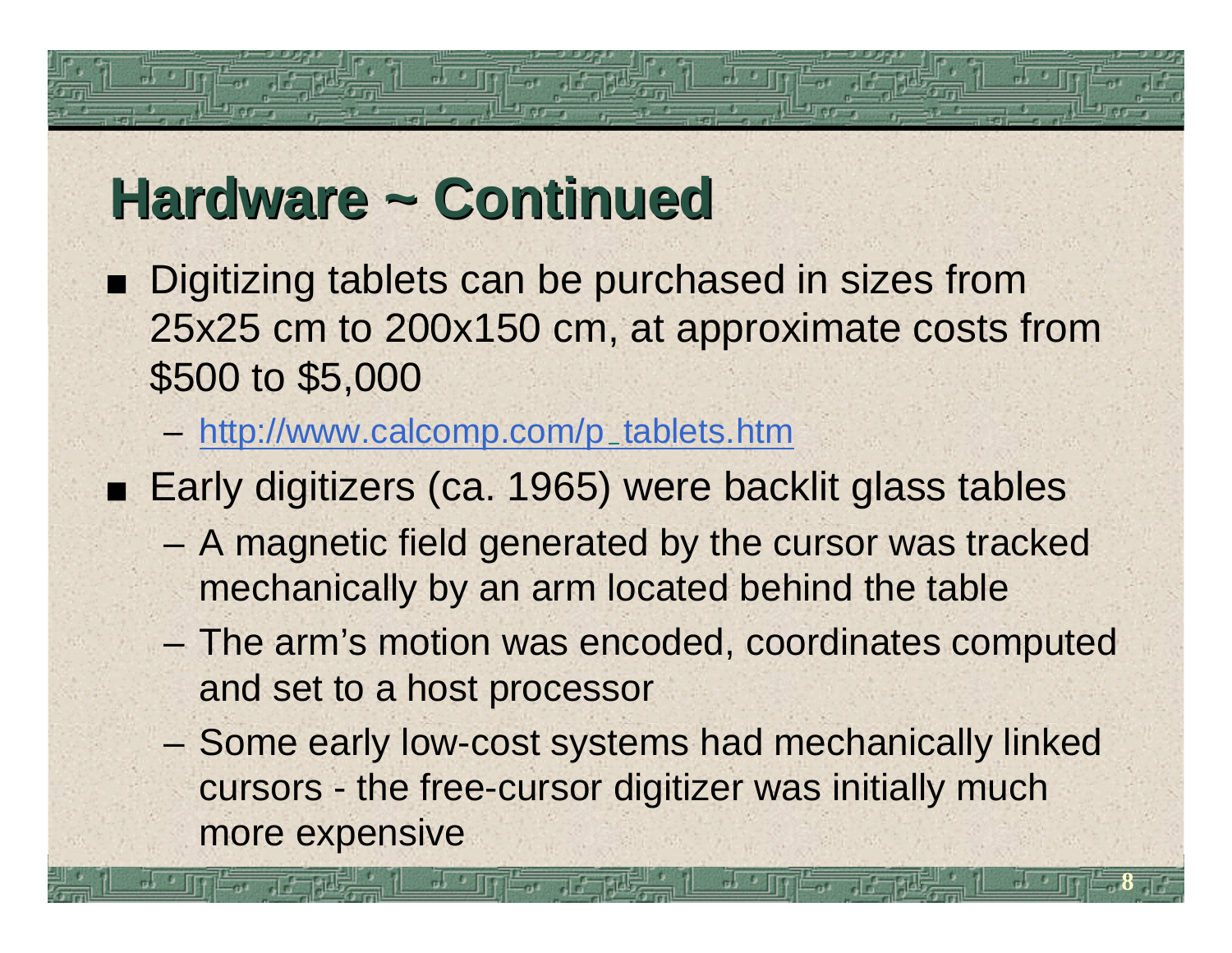# Hardware ~ Continued

- Digitizing tablets can be purchased in sizes from 25x25 cm to 200x150 cm, at approximate costs from $500 to $5,000
  - http://www.calcomp.com/p_tablets.htm
- Early digitizers (ca. 1965) were backlit glass tables
  - A magnetic field generated by the cursor was tracked mechanically by an arm located behind the table
  - The arm's motion was encoded, coordinates computed and set to a host processor
  - Some early low-cost systems had mechanically linked cursors - the free-cursor digitizer was initially much more expensive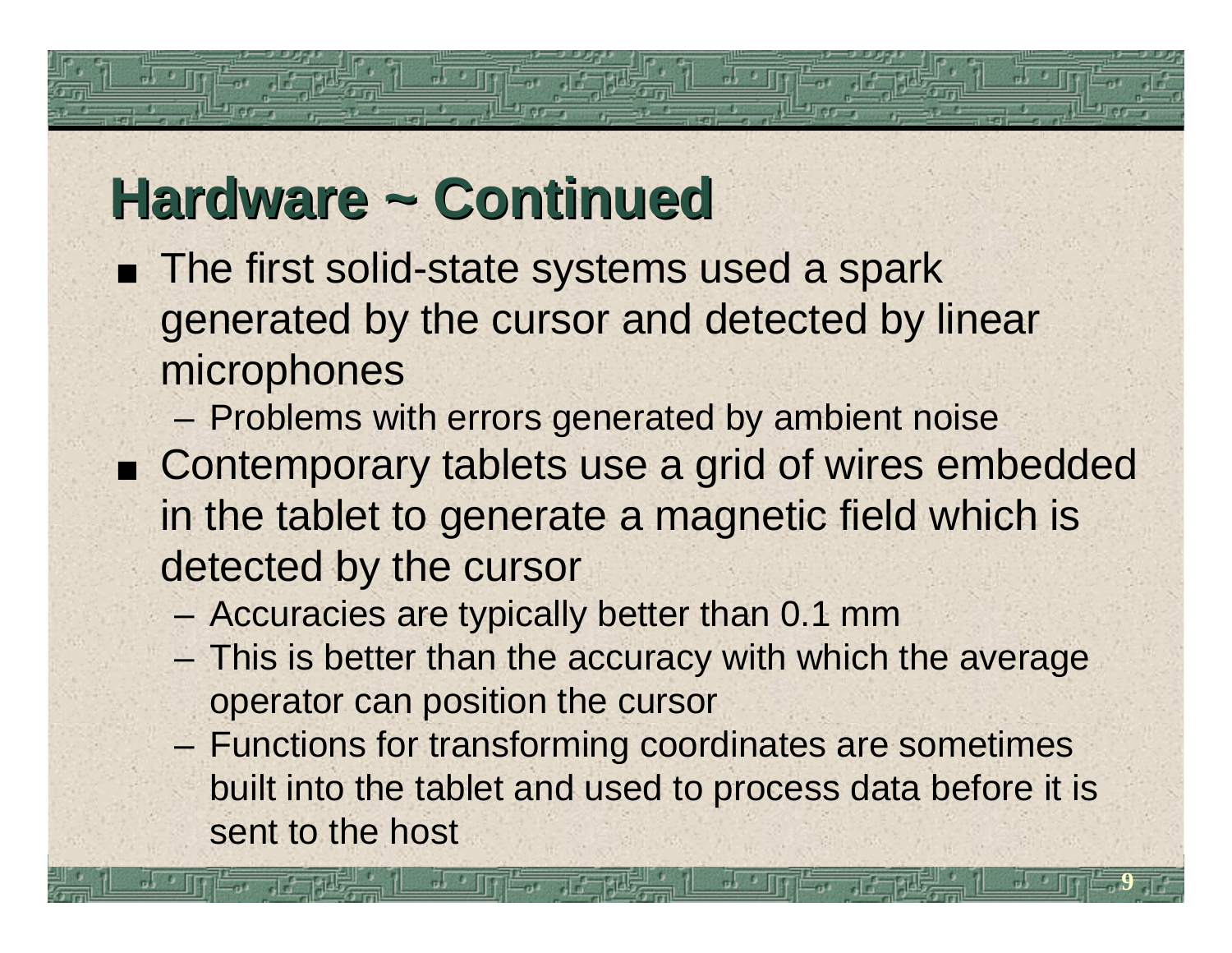# Hardware ~ Continued

- The first solid-state systems used a spark generated by the cursor and detected by linear microphones
  - Problems with errors generated by ambient noise
- Contemporary tablets use a grid of wires embedded in the tablet to generate a magnetic field which is detected by the cursor
  - Accuracies are typically better than 0.1 mm
  - This is better than the accuracy with which the average operator can position the cursor
  - Functions for transforming coordinates are sometimes built into the tablet and used to process data before it is sent to the host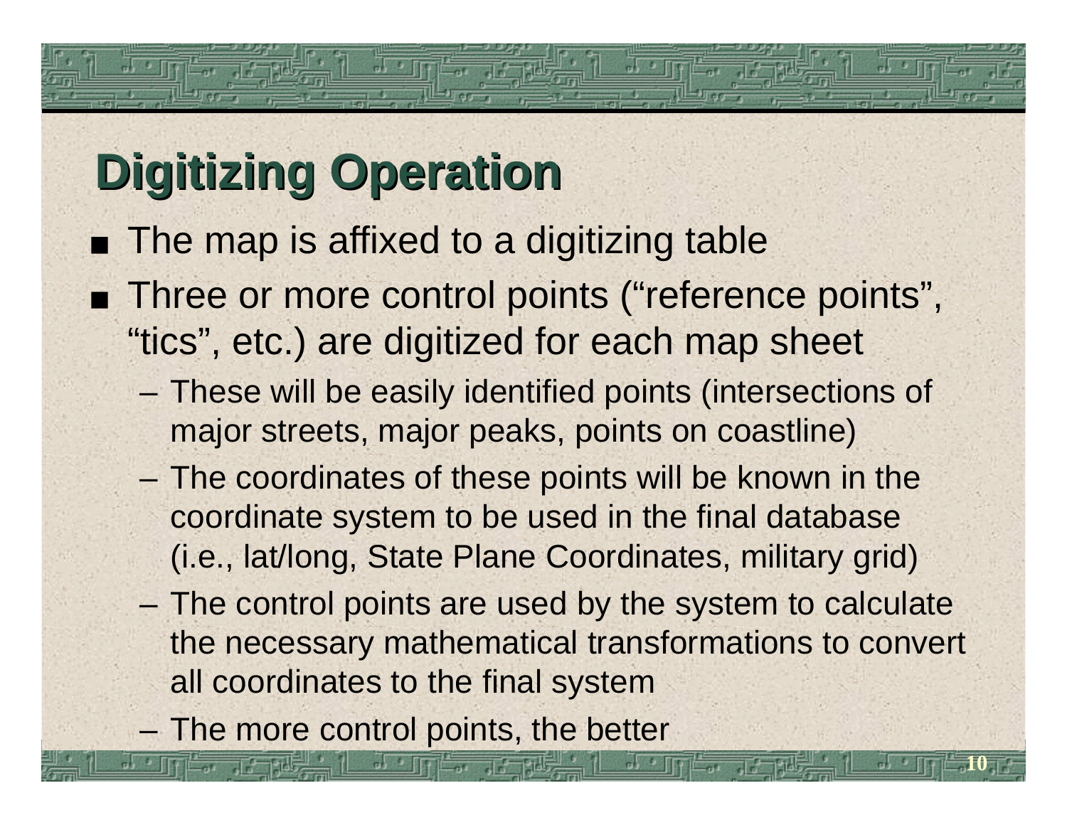# Digitizing Operation

- The map is affixed to a digitizing table
- Three or more control points (“reference points”, “tics”, etc.) are digitized for each map sheet
  - These will be easily identified points (intersections of major streets, major peaks, points on coastline)
  - The coordinates of these points will be known in the coordinate system to be used in the final database (i.e., lat/long, State Plane Coordinates, military grid)
  - The control points are used by the system to calculate the necessary mathematical transformations to convert all coordinates to the final system
  - The more control points, the better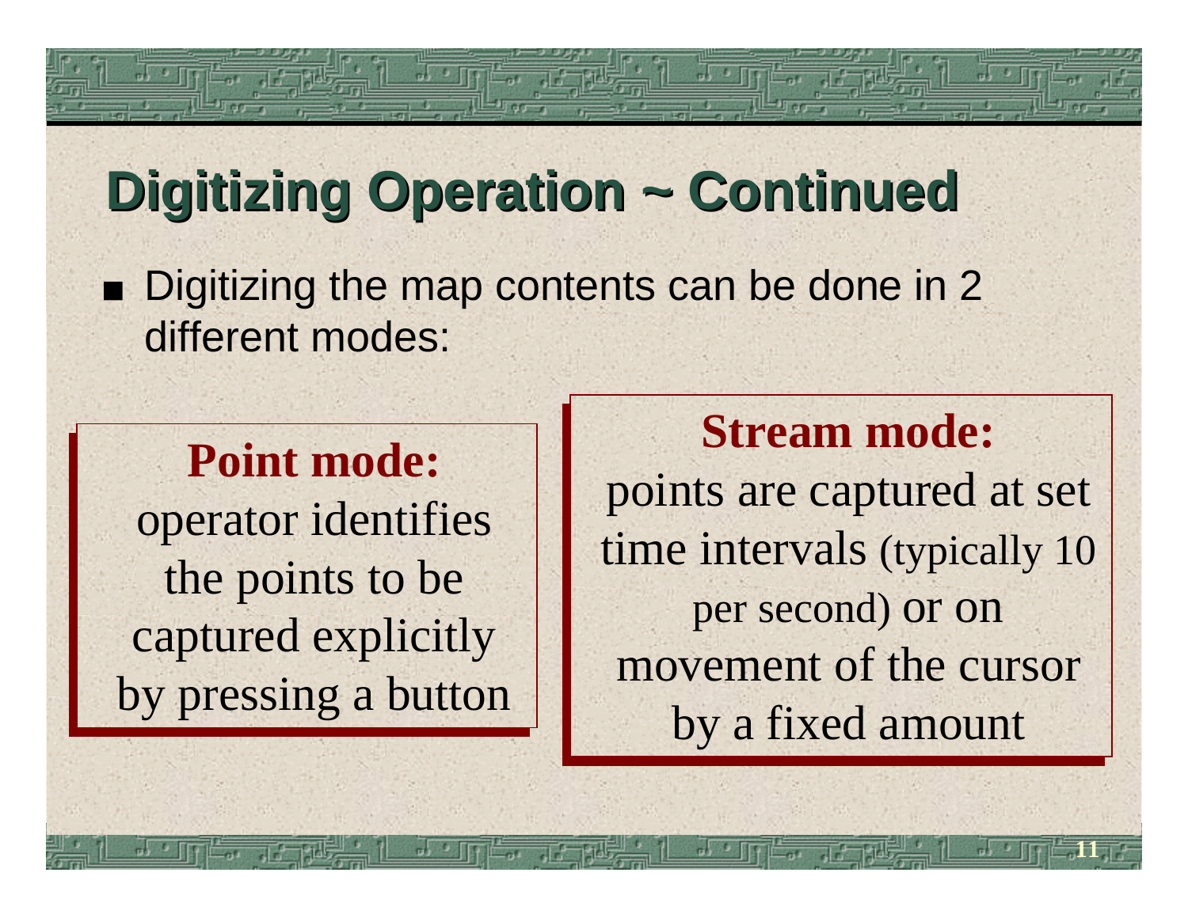# Digitizing Operation ~ Continued

- Digitizing the map contents can be done in 2 different modes:

**Point mode:**
operator identifies the points to be captured explicitly by pressing a button

**Stream mode:**
points are captured at set time intervals (typically 10 per second) or on movement of the cursor by a fixed amount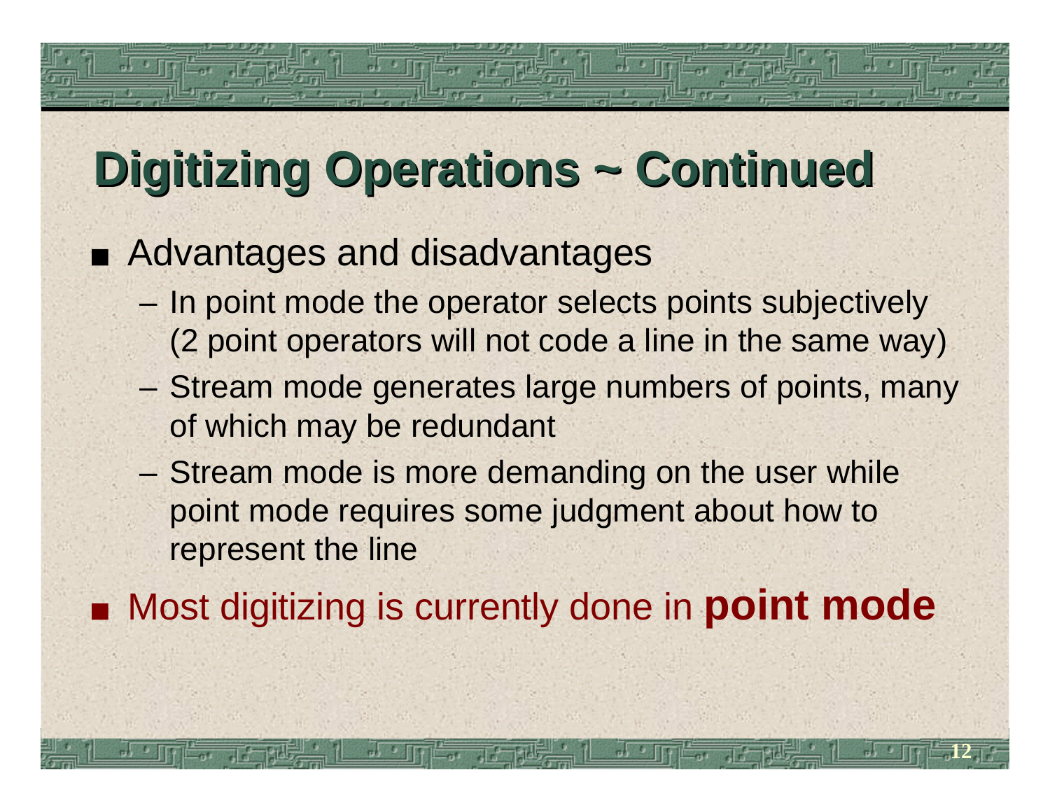# Digitizing Operations ~ Continued

- Advantages and disadvantages
  - In point mode the operator selects points subjectively (2 point operators will not code a line in the same way)
  - Stream mode generates large numbers of points, many of which may be redundant
  - Stream mode is more demanding on the user while point mode requires some judgment about how to represent the line
- Most digitizing is currently done in **point mode**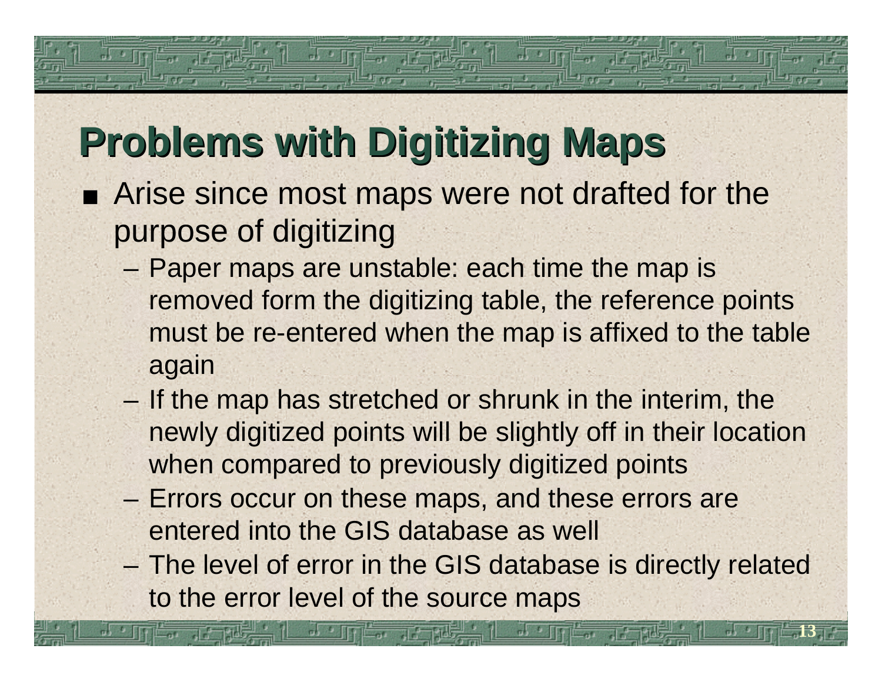# Problems with Digitizing Maps

- Arise since most maps were not drafted for the purpose of digitizing
  - Paper maps are unstable: each time the map is removed form the digitizing table, the reference points must be re-entered when the map is affixed to the table again
  - If the map has stretched or shrunk in the interim, the newly digitized points will be slightly off in their location when compared to previously digitized points
  - Errors occur on these maps, and these errors are entered into the GIS database as well
  - The level of error in the GIS database is directly related to the error level of the source maps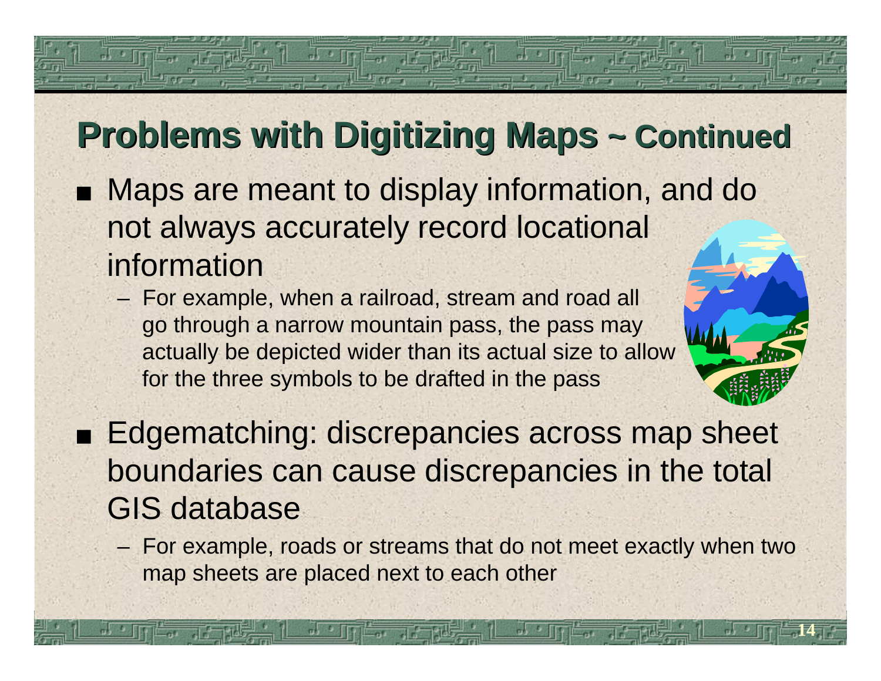# Problems with Digitizing Maps ~ Continued

- Maps are meant to display information, and do not always accurately record locational information
  - For example, when a railroad, stream and road all go through a narrow mountain pass, the pass may actually be depicted wider than its actual size to allow for the three symbols to be drafted in the pass
- Edgematching: discrepancies across map sheet boundaries can cause discrepancies in the total GIS database
  - For example, roads or streams that do not meet exactly when two map sheets are placed next to each other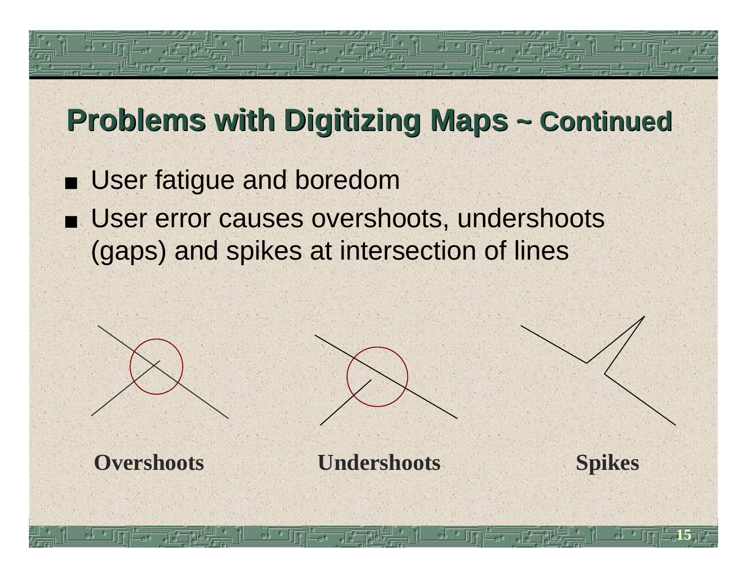## Problems with Digitizing Maps ~ Continued

- User fatigue and boredom
- User error causes overshoots, undershoots (gaps) and spikes at intersection of lines

**Overshoots** **Undershoots** **Spikes**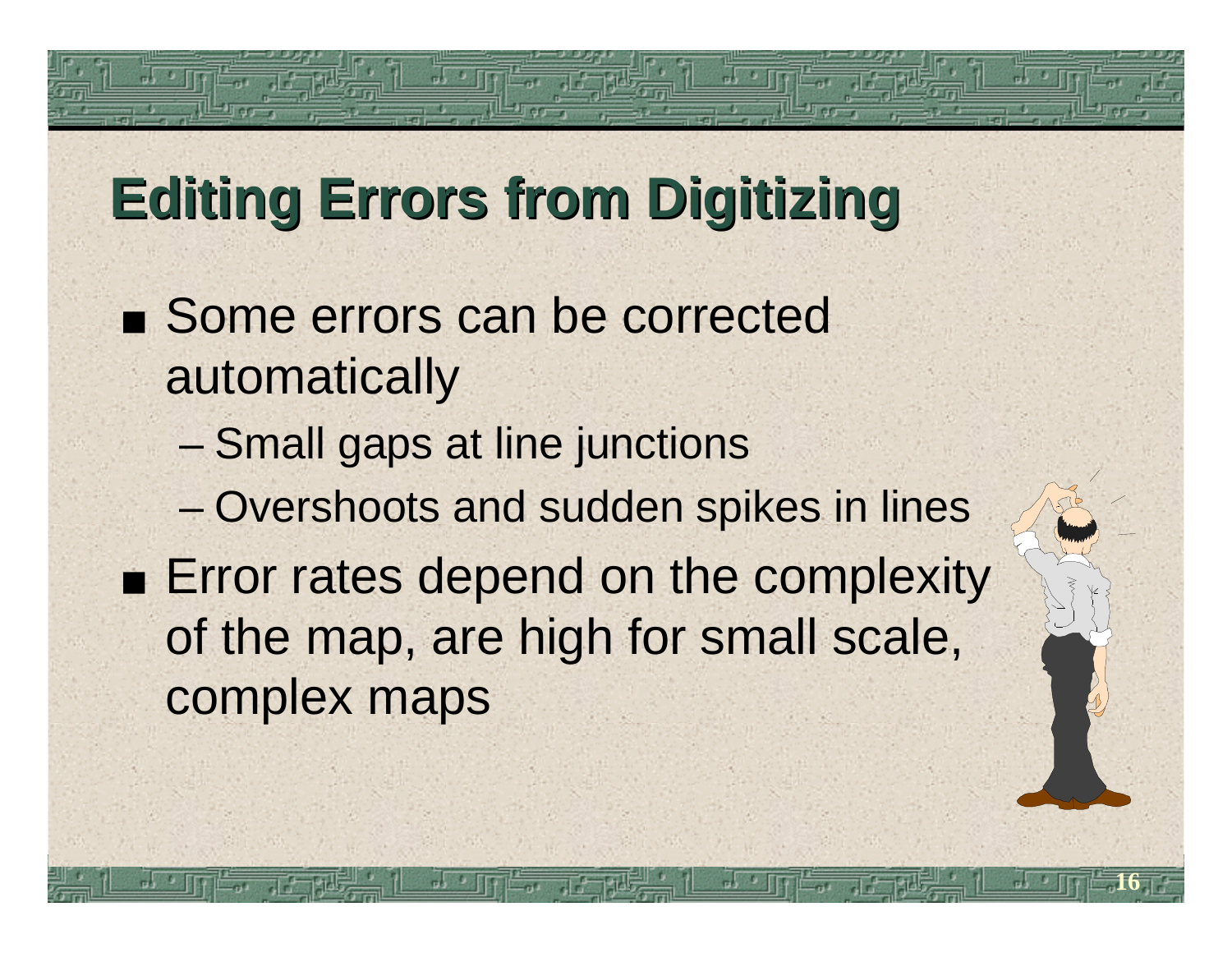# Editing Errors from Digitizing

- Some errors can be corrected automatically
  - Small gaps at line junctions
  - Overshoots and sudden spikes in lines
- Error rates depend on the complexity of the map, are high for small scale, complex maps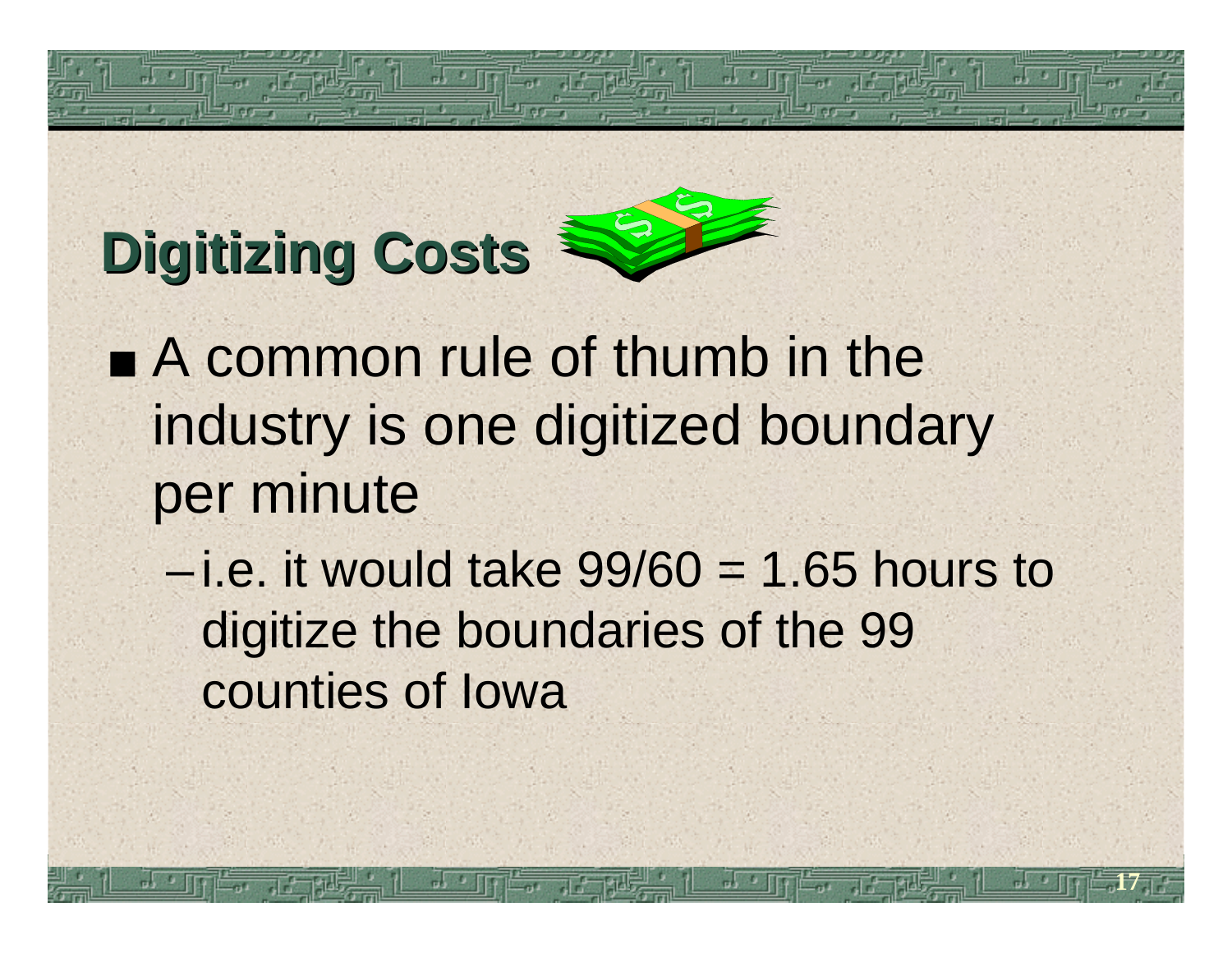# Digitizing Costs

- A common rule of thumb in the industry is one digitized boundary per minute
  - i.e. it would take $99/60 = 1.65$ hours to digitize the boundaries of the 99 counties of Iowa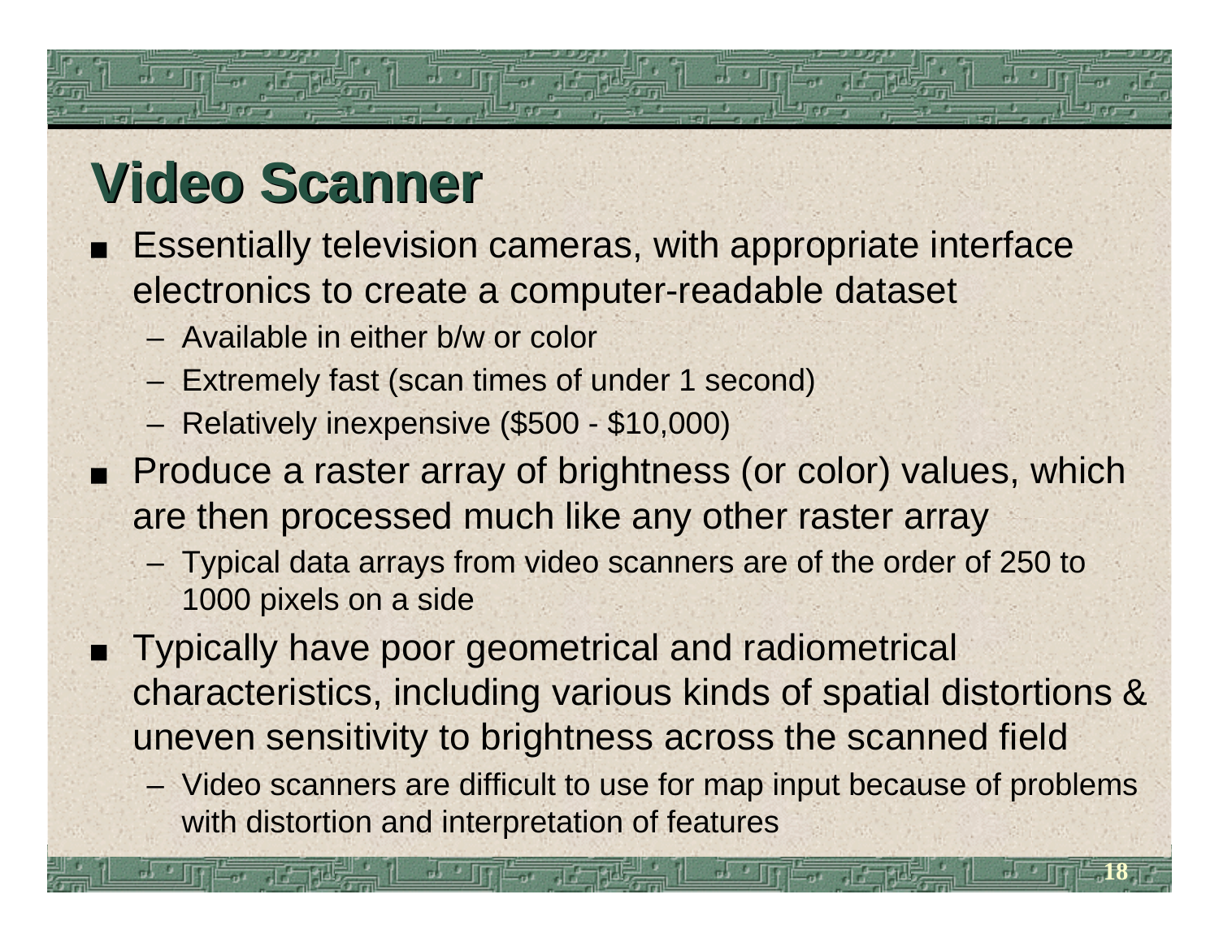# Video Scanner

- Essentially television cameras, with appropriate interface electronics to create a computer-readable dataset
  - Available in either b/w or color
  - Extremely fast (scan times of under 1 second)
  - Relatively inexpensive ($500 - $10,000)
- Produce a raster array of brightness (or color) values, which are then processed much like any other raster array
  - Typical data arrays from video scanners are of the order of 250 to 1000 pixels on a side
- Typically have poor geometrical and radiometrical characteristics, including various kinds of spatial distortions & uneven sensitivity to brightness across the scanned field
  - Video scanners are difficult to use for map input because of problems with distortion and interpretation of features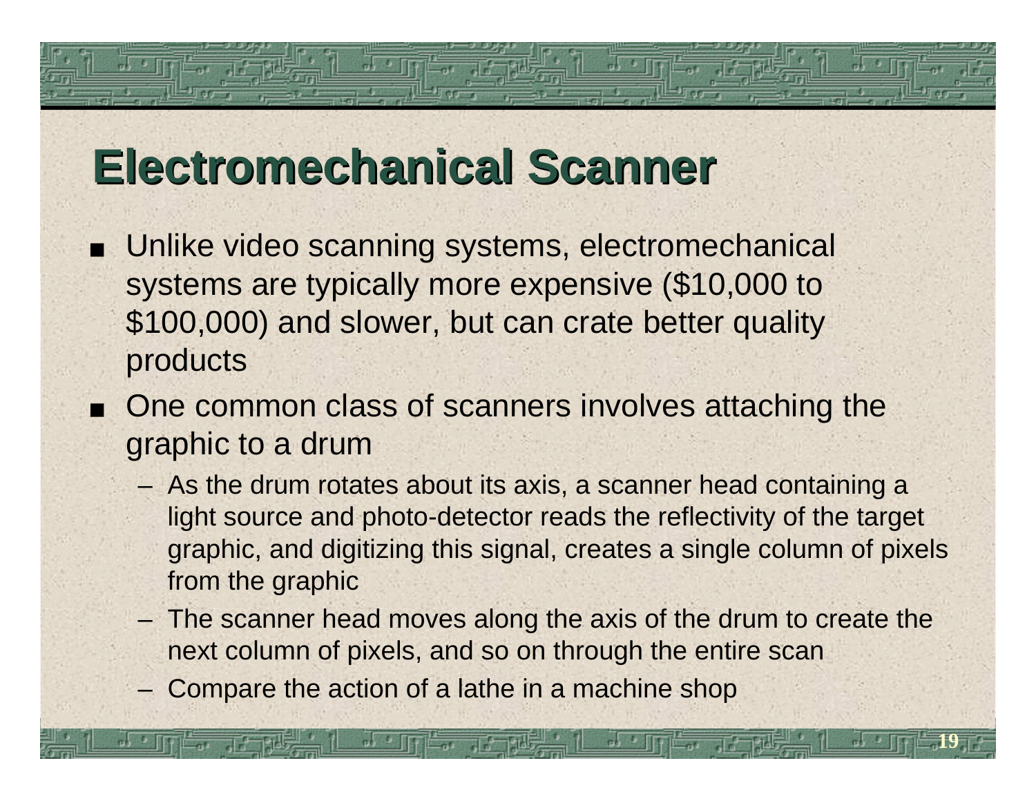# Electromechanical Scanner

- Unlike video scanning systems, electromechanical systems are typically more expensive ($10,000 to $100,000) and slower, but can crate better quality products
- One common class of scanners involves attaching the graphic to a drum
  - As the drum rotates about its axis, a scanner head containing a light source and photo-detector reads the reflectivity of the target graphic, and digitizing this signal, creates a single column of pixels from the graphic
  - The scanner head moves along the axis of the drum to create the next column of pixels, and so on through the entire scan
  - Compare the action of a lathe in a machine shop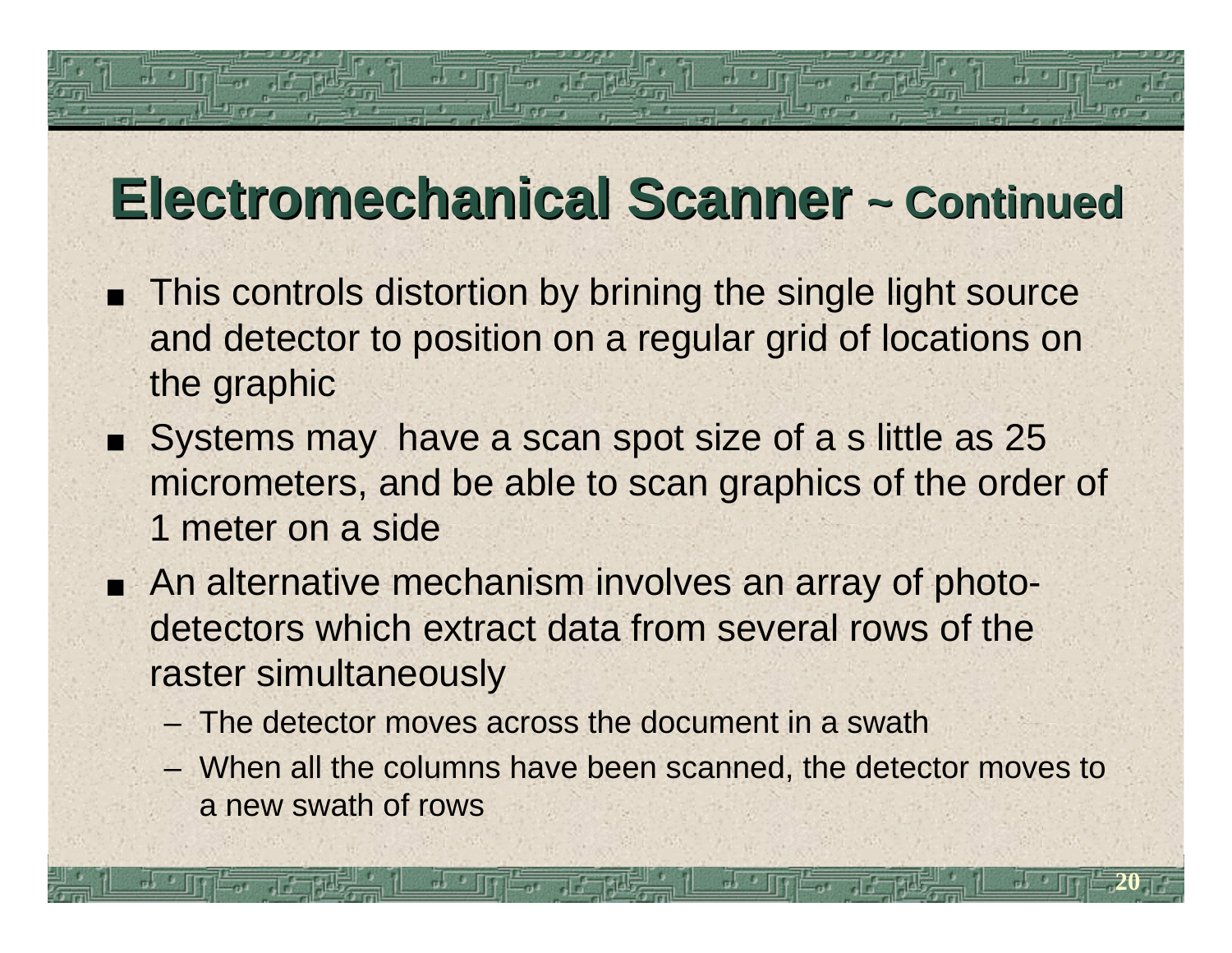# Electromechanical Scanner ~ Continued

- This controls distortion by brining the single light source and detector to position on a regular grid of locations on the graphic
- Systems may have a scan spot size of a s little as 25 micrometers, and be able to scan graphics of the order of 1 meter on a side
- An alternative mechanism involves an array of photo-detectors which extract data from several rows of the raster simultaneously
  - The detector moves across the document in a swath
  - When all the columns have been scanned, the detector moves to a new swath of rows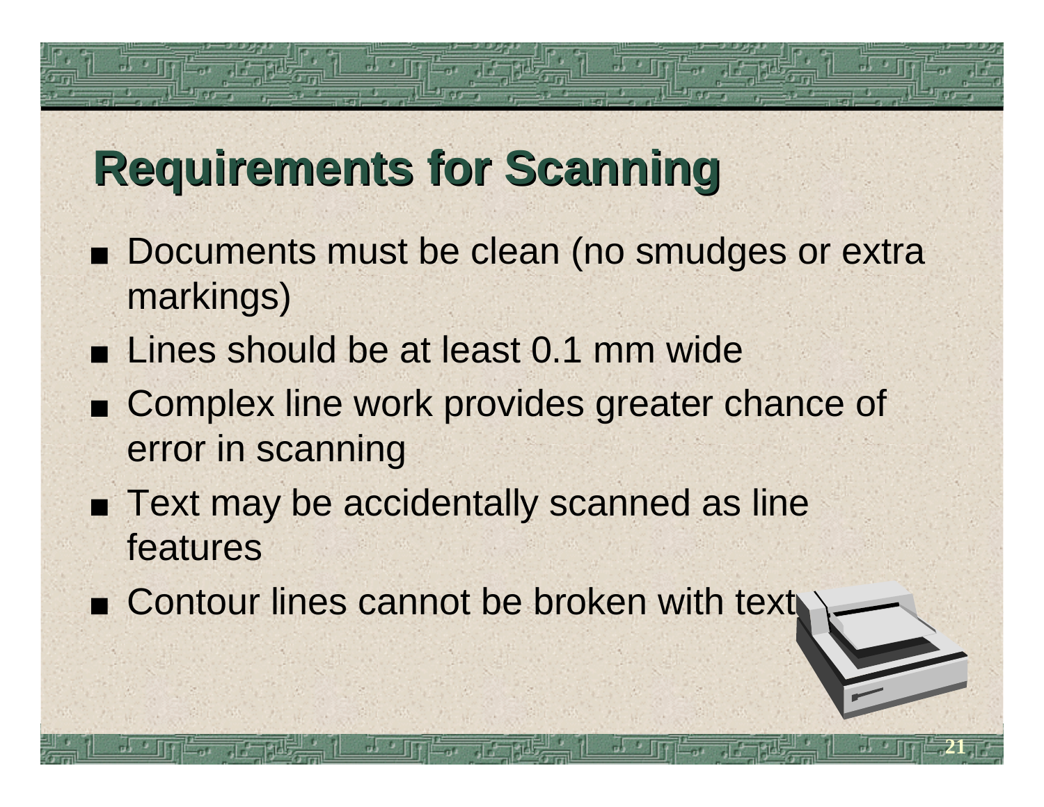# Requirements for Scanning

- Documents must be clean (no smudges or extra markings)
- Lines should be at least 0.1 mm wide
- Complex line work provides greater chance of error in scanning
- Text may be accidentally scanned as line features
- Contour lines cannot be broken with text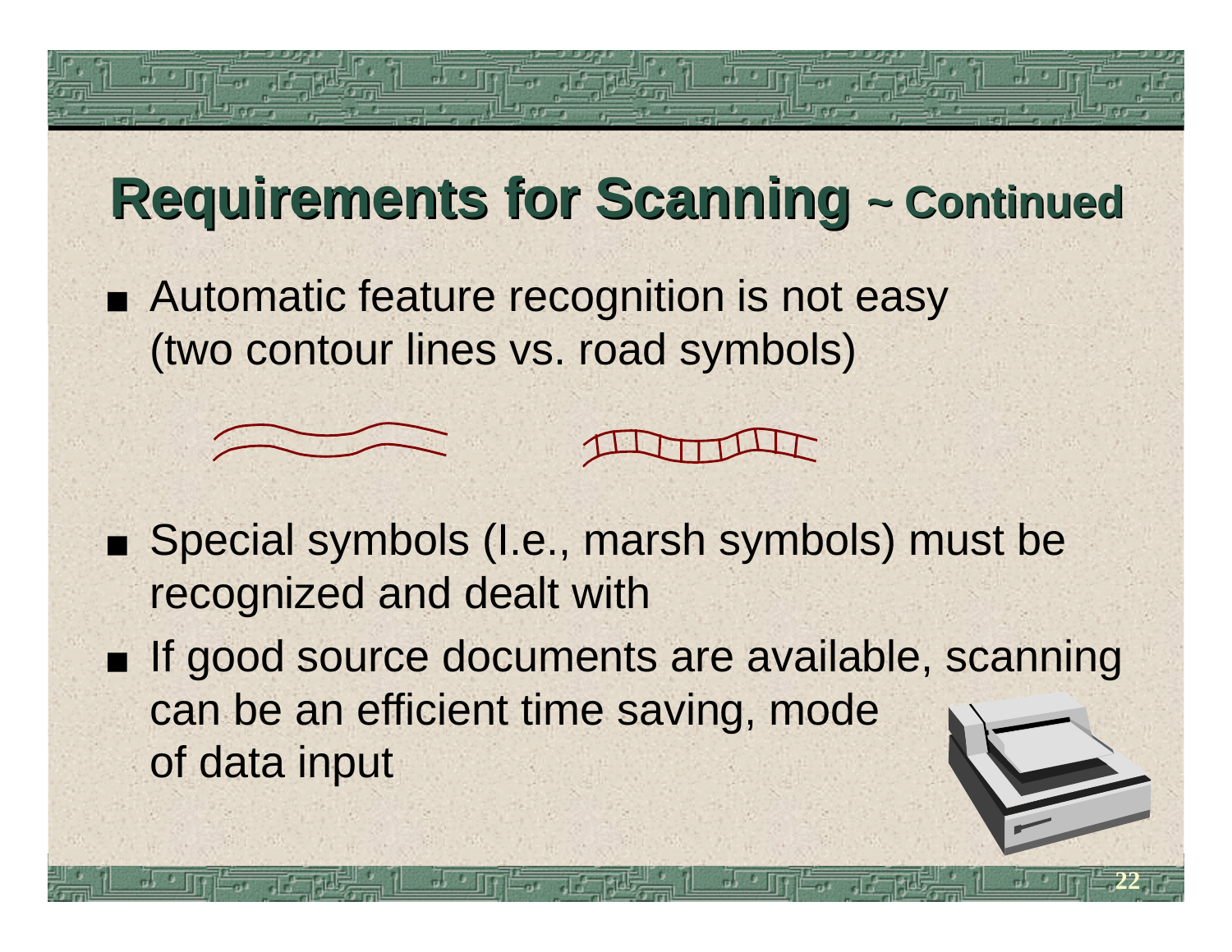# Requirements for Scanning ~ Continued

- Automatic feature recognition is not easy (two contour lines vs. road symbols)
- Special symbols (I.e., marsh symbols) must be recognized and dealt with
- If good source documents are available, scanning can be an efficient time saving, mode of data input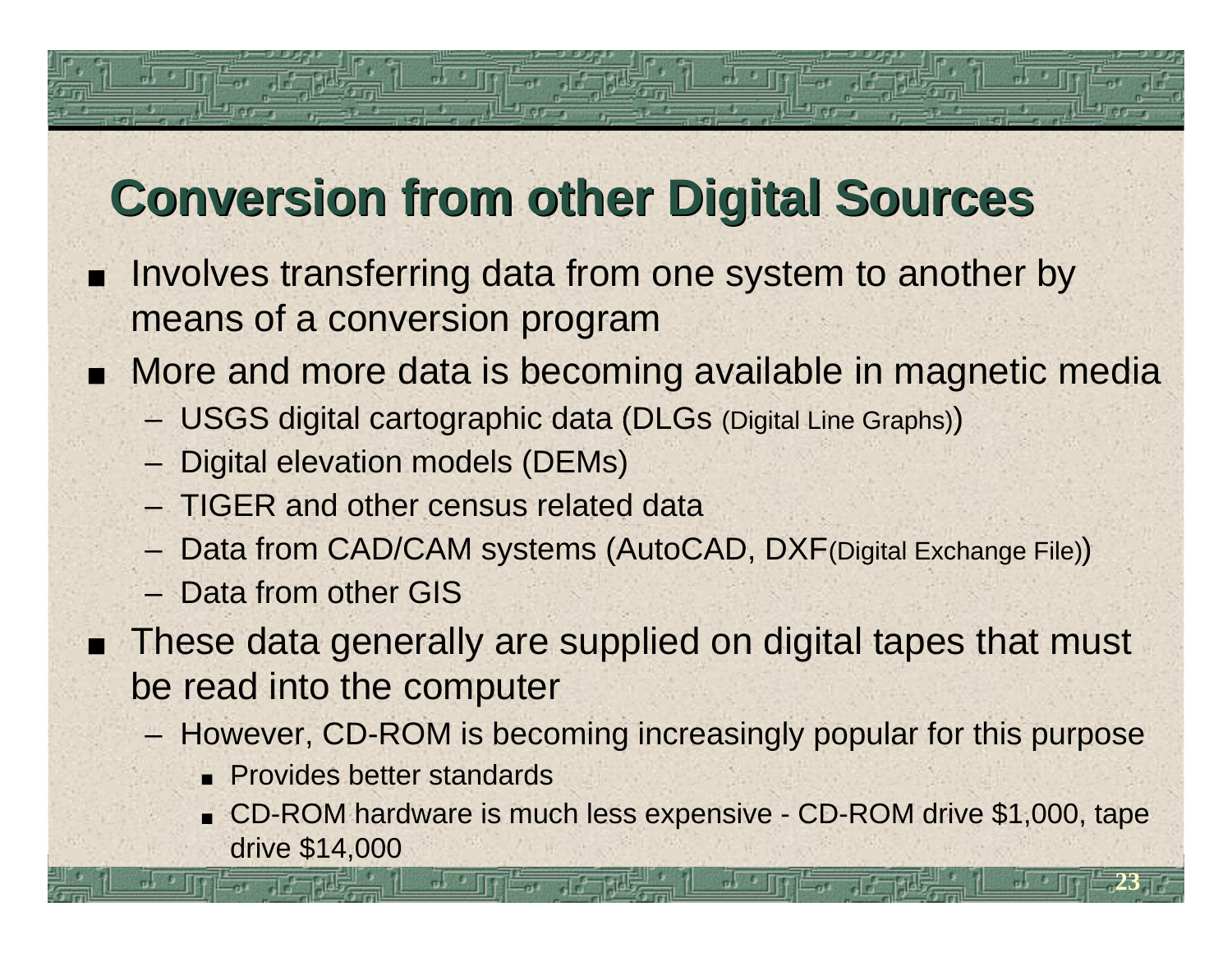## Conversion from other Digital Sources

- Involves transferring data from one system to another by means of a conversion program
- More and more data is becoming available in magnetic media
  - USGS digital cartographic data (DLGs (Digital Line Graphs))
  - Digital elevation models (DEMs)
  - TIGER and other census related data
  - Data from CAD/CAM systems (AutoCAD, DXF(Digital Exchange File))
  - Data from other GIS
- These data generally are supplied on digital tapes that must be read into the computer
  - However, CD-ROM is becoming increasingly popular for this purpose
    - Provides better standards
    - CD-ROM hardware is much less expensive - CD-ROM drive $1,000, tape drive $14,000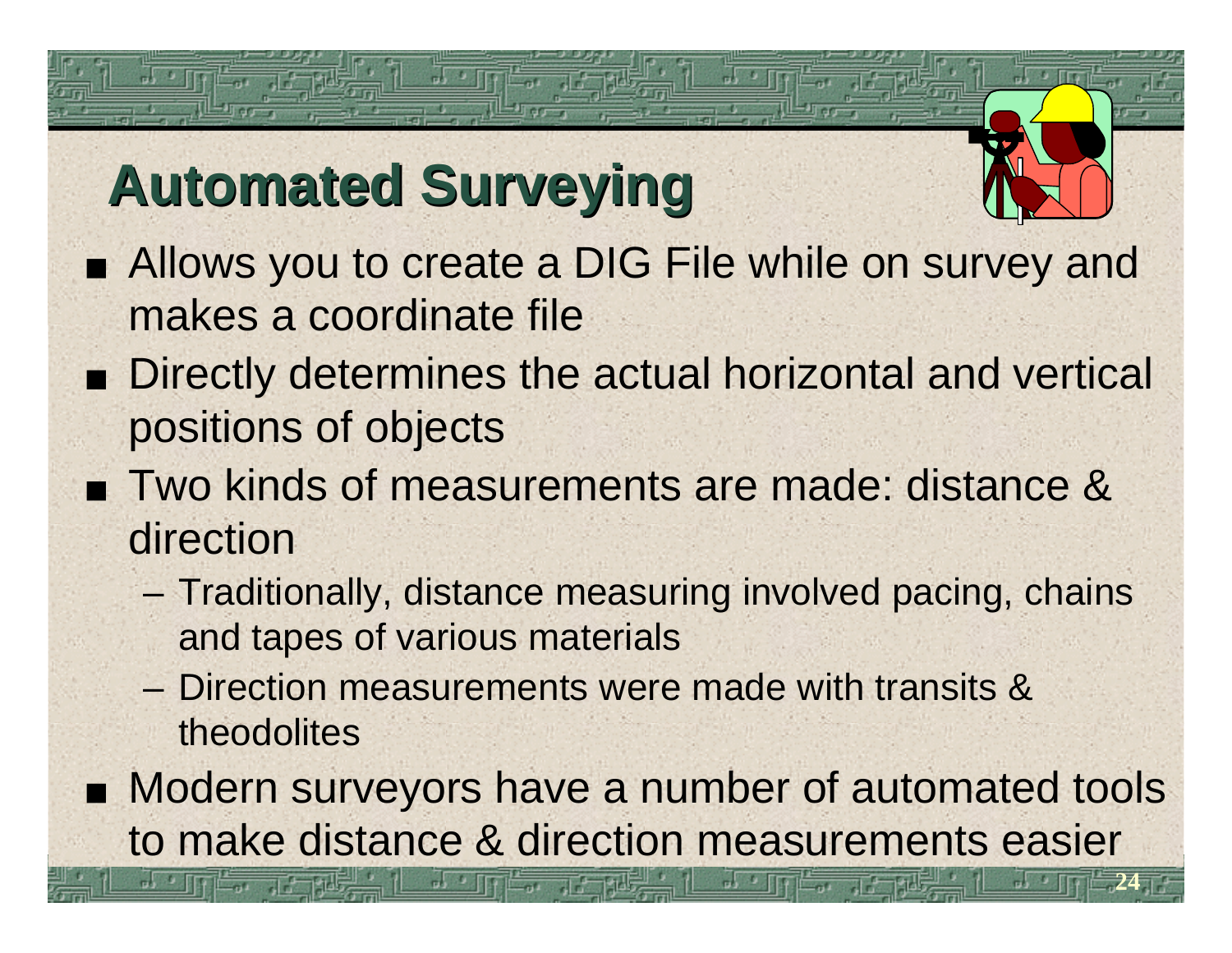# Automated Surveying

- Allows you to create a DIG File while on survey and makes a coordinate file
- Directly determines the actual horizontal and vertical positions of objects
- Two kinds of measurements are made: distance & direction
  - Traditionally, distance measuring involved pacing, chains and tapes of various materials
  - Direction measurements were made with transits & theodolites
- Modern surveyors have a number of automated tools to make distance & direction measurements easier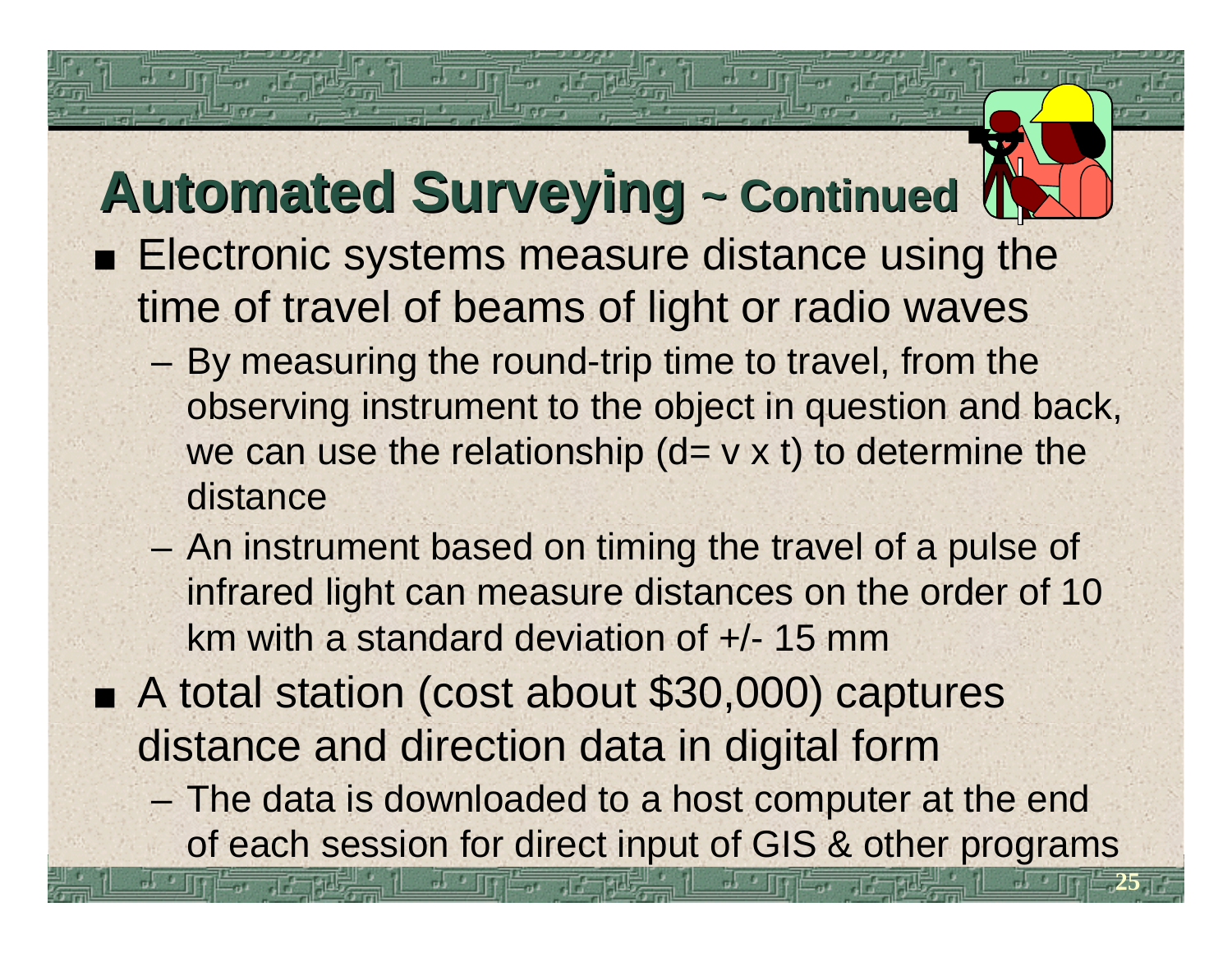# Automated Surveying ~ Continued

- Electronic systems measure distance using the time of travel of beams of light or radio waves
  - By measuring the round-trip time to travel, from the observing instrument to the object in question and back, we can use the relationship ($d = v \times t$) to determine the distance
  - An instrument based on timing the travel of a pulse of infrared light can measure distances on the order of 10 km with a standard deviation of +/- 15 mm
- A total station (cost about $30,000) captures distance and direction data in digital form
  - The data is downloaded to a host computer at the end of each session for direct input of GIS & other programs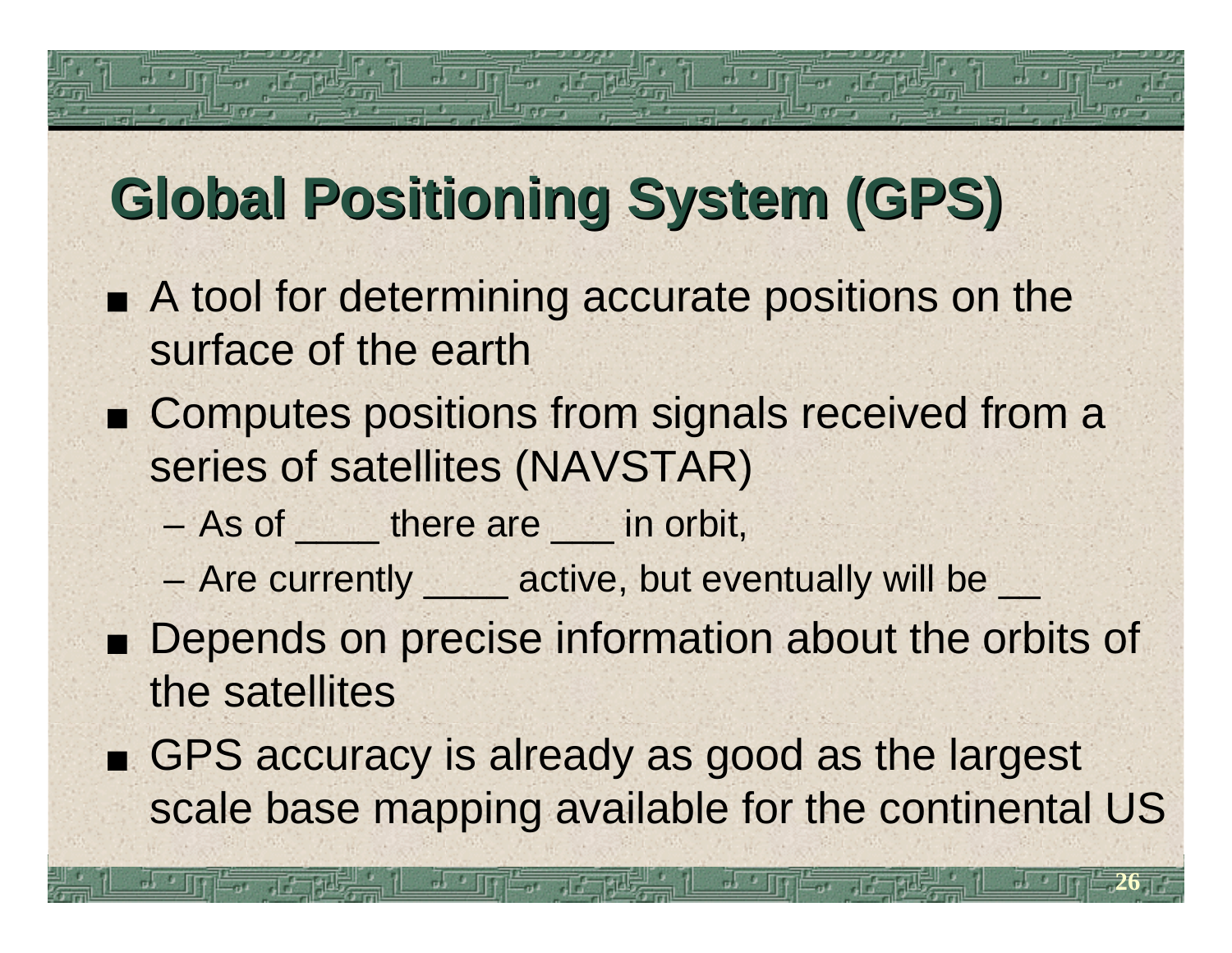# Global Positioning System (GPS)

- A tool for determining accurate positions on the surface of the earth
- Computes positions from signals received from a series of satellites (NAVSTAR)
  - As of ____ there are ___ in orbit,
  - Are currently ____ active, but eventually will be __
- Depends on precise information about the orbits of the satellites
- GPS accuracy is already as good as the largest scale base mapping available for the continental US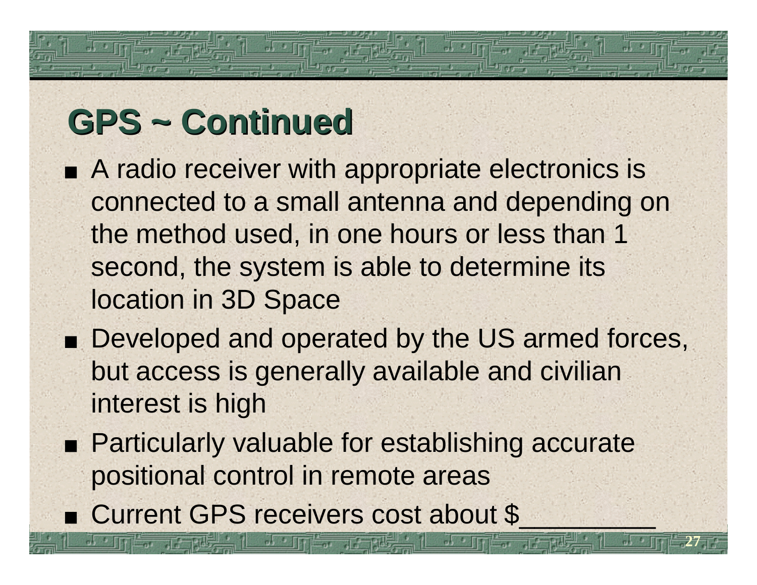## GPS ~ Continued

- A radio receiver with appropriate electronics is connected to a small antenna and depending on the method used, in one hours or less than 1 second, the system is able to determine its location in 3D Space
- Developed and operated by the US armed forces, but access is generally available and civilian interest is high
- Particularly valuable for establishing accurate positional control in remote areas
- Current GPS receivers cost about $_________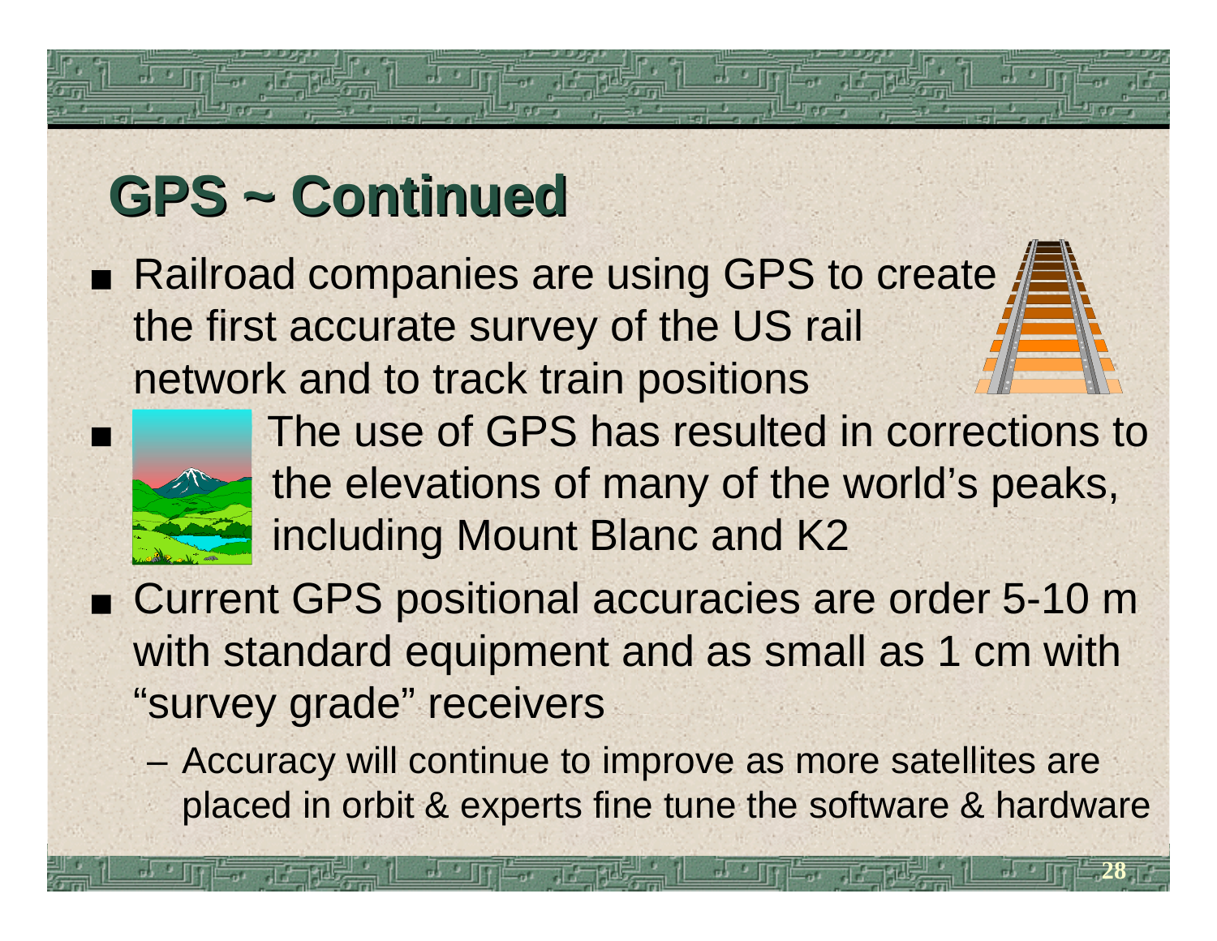# GPS ~ Continued

- Railroad companies are using GPS to create the first accurate survey of the US rail network and to track train positions
- The use of GPS has resulted in corrections to the elevations of many of the world's peaks, including Mount Blanc and K2
- Current GPS positional accuracies are order 5-10 m with standard equipment and as small as 1 cm with "survey grade" receivers
  - Accuracy will continue to improve as more satellites are placed in orbit & experts fine tune the software & hardware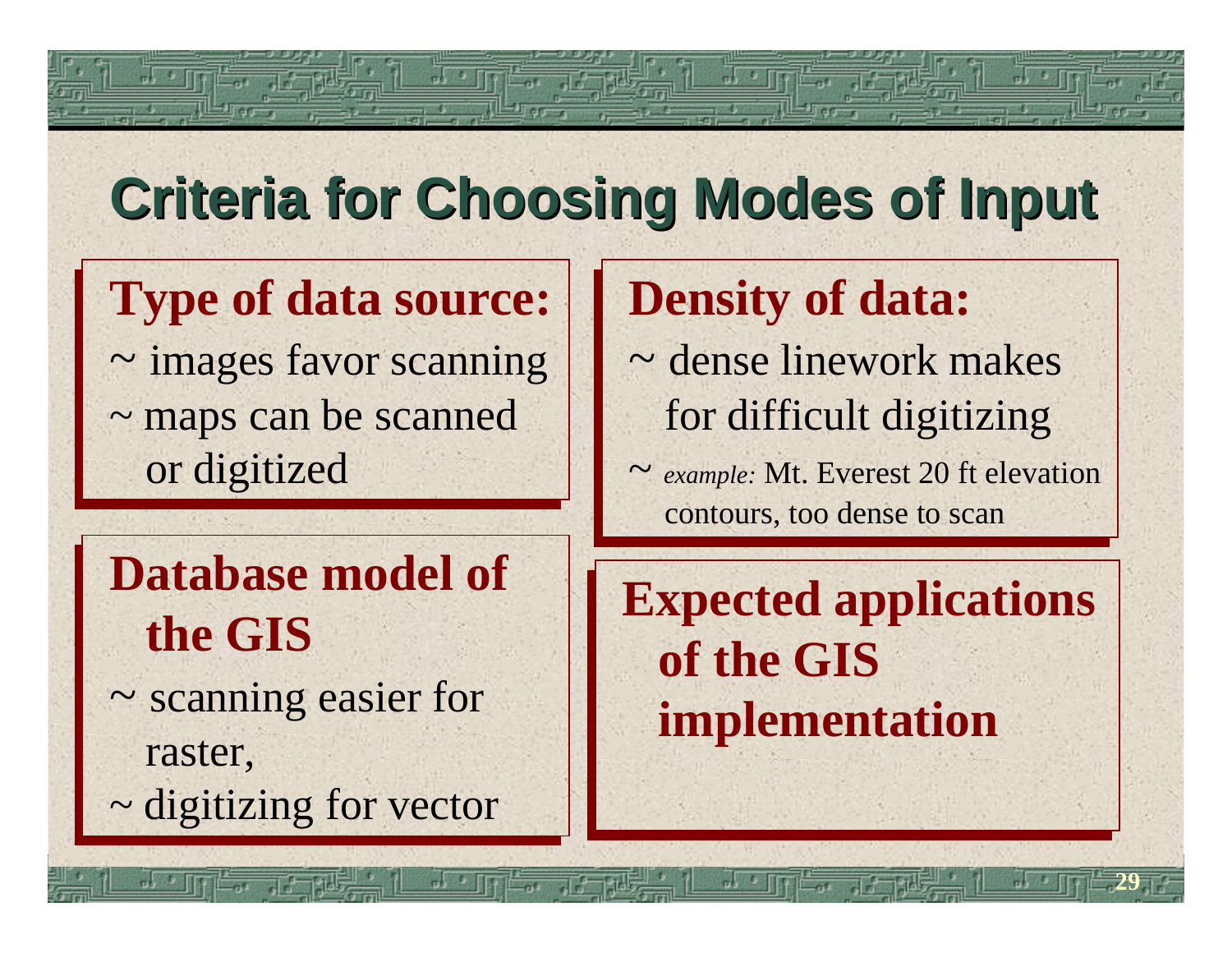# Criteria for Choosing Modes of Input

## Type of data source:

~ images favor scanning

~ maps can be scanned or digitized

## Density of data:

~ dense linework makes for difficult digitizing

~ *example:* Mt. Everest 20 ft elevation contours, too dense to scan

## Database model of the GIS

~ scanning easier for raster,

~ digitizing for vector

## Expected applications of the GIS implementation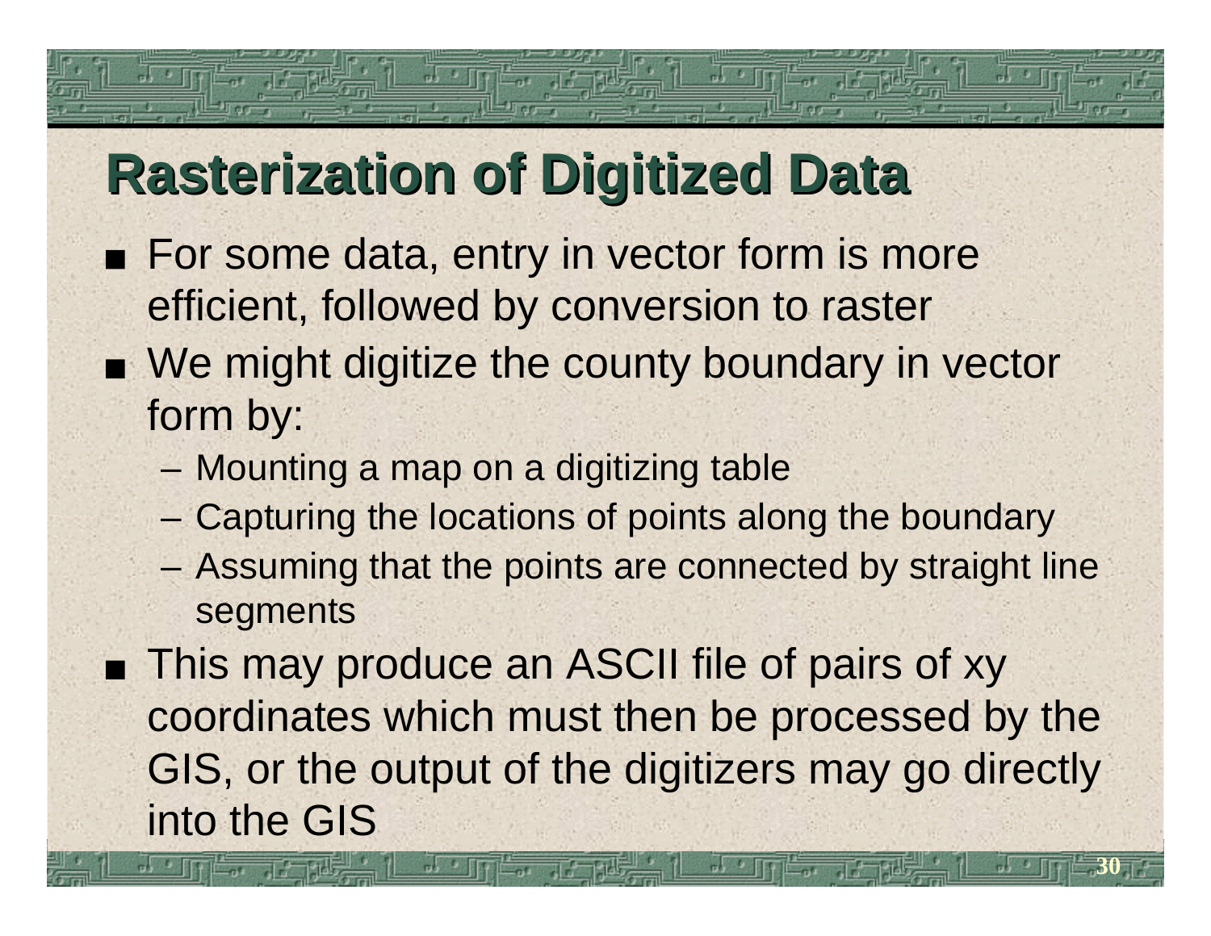# Rasterization of Digitized Data

- For some data, entry in vector form is more efficient, followed by conversion to raster
- We might digitize the county boundary in vector form by:
  - Mounting a map on a digitizing table
  - Capturing the locations of points along the boundary
  - Assuming that the points are connected by straight line segments
- This may produce an ASCII file of pairs of xy coordinates which must then be processed by the GIS, or the output of the digitizers may go directly into the GIS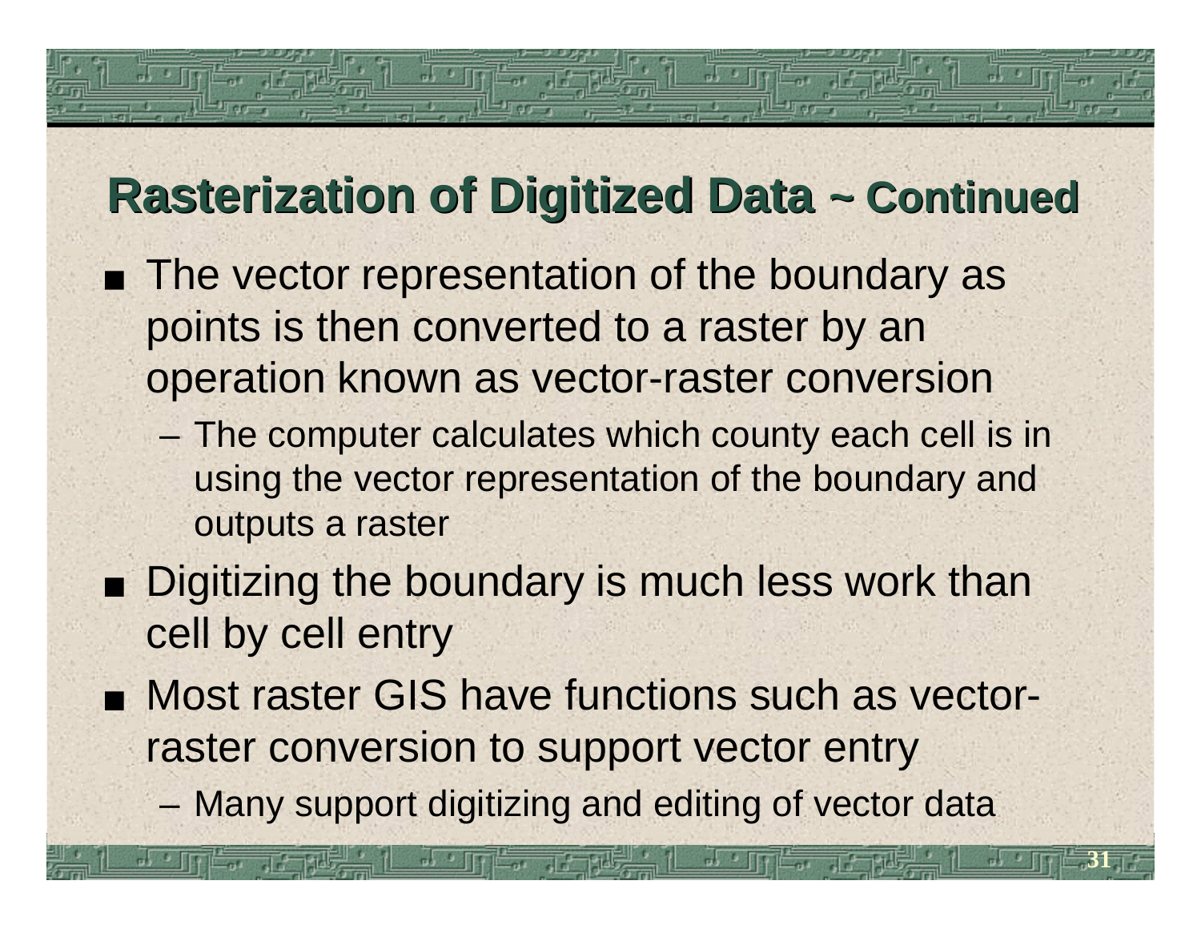## Rasterization of Digitized Data ~ Continued

- The vector representation of the boundary as points is then converted to a raster by an operation known as vector-raster conversion
  - The computer calculates which county each cell is in using the vector representation of the boundary and outputs a raster
- Digitizing the boundary is much less work than cell by cell entry
- Most raster GIS have functions such as vector-raster conversion to support vector entry
  - Many support digitizing and editing of vector data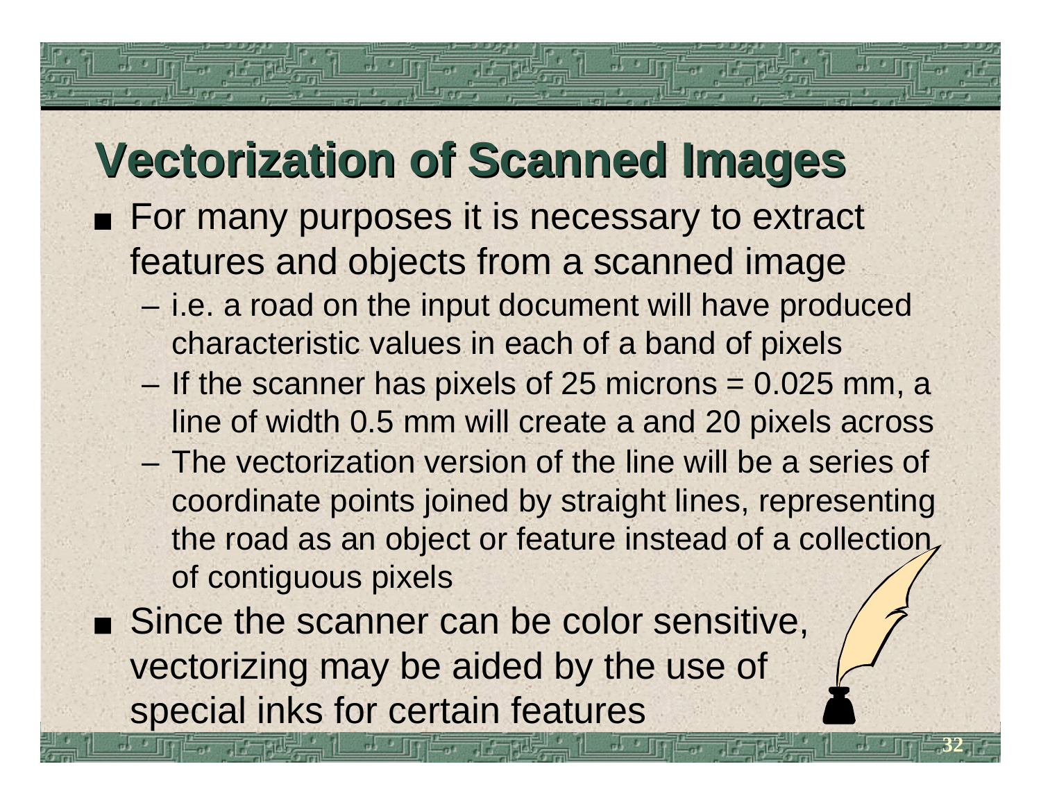# Vectorization of Scanned Images

- For many purposes it is necessary to extract features and objects from a scanned image
  - i.e. a road on the input document will have produced characteristic values in each of a band of pixels
  - If the scanner has pixels of 25 microns = 0.025 mm, a line of width 0.5 mm will create a and 20 pixels across
  - The vectorization version of the line will be a series of coordinate points joined by straight lines, representing the road as an object or feature instead of a collection of contiguous pixels
- Since the scanner can be color sensitive, vectorizing may be aided by the use of special inks for certain features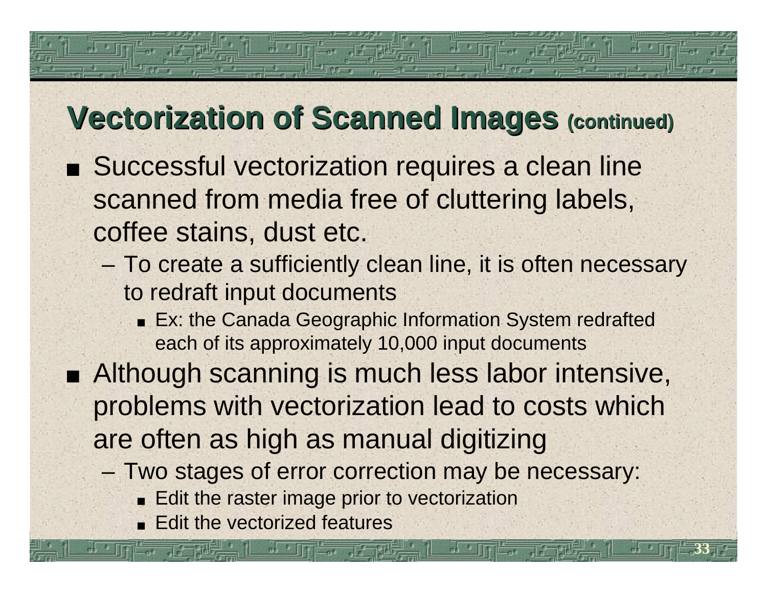# Vectorization of Scanned Images (continued)

- Successful vectorization requires a clean line scanned from media free of cluttering labels, coffee stains, dust etc.
  - To create a sufficiently clean line, it is often necessary to redraft input documents
    - Ex: the Canada Geographic Information System redrafted each of its approximately 10,000 input documents
- Although scanning is much less labor intensive, problems with vectorization lead to costs which are often as high as manual digitizing
  - Two stages of error correction may be necessary:
    - Edit the raster image prior to vectorization
    - Edit the vectorized features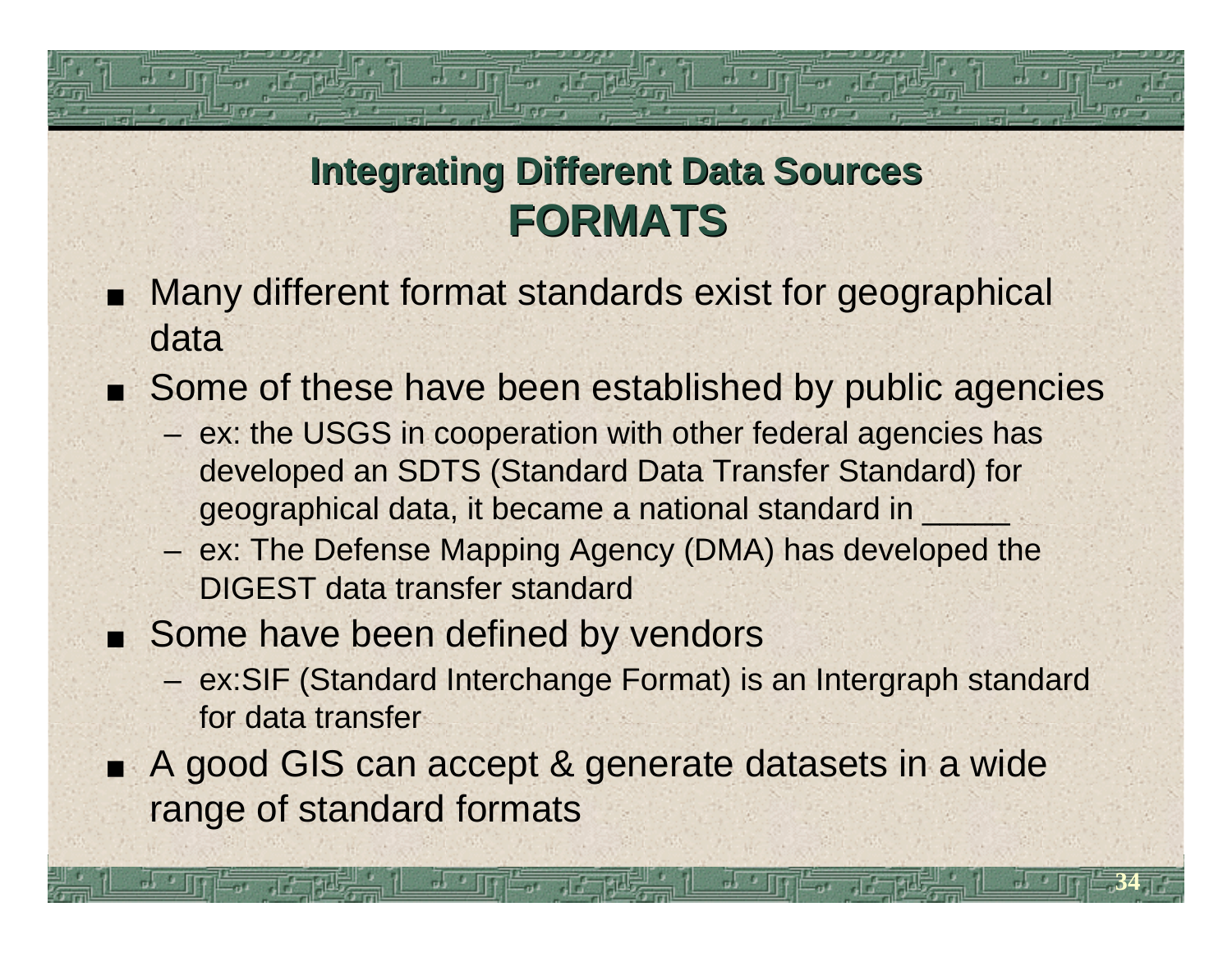## Integrating Different Data Sources
## FORMATS

- Many different format standards exist for geographical data
- Some of these have been established by public agencies
  - ex: the USGS in cooperation with other federal agencies has developed an SDTS (Standard Data Transfer Standard) for geographical data, it became a national standard in _____
  - ex: The Defense Mapping Agency (DMA) has developed the DIGEST data transfer standard
- Some have been defined by vendors
  - ex:SIF (Standard Interchange Format) is an Intergraph standard for data transfer
- A good GIS can accept & generate datasets in a wide range of standard formats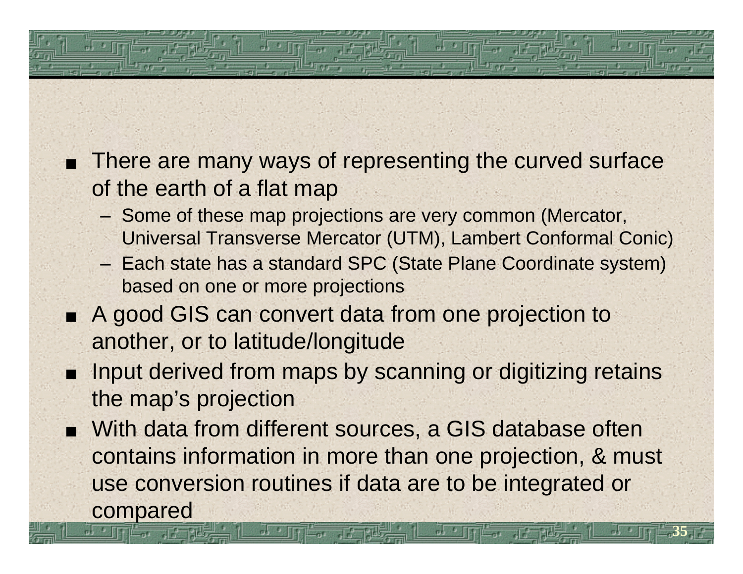- There are many ways of representing the curved surface of the earth of a flat map
  - Some of these map projections are very common (Mercator, Universal Transverse Mercator (UTM), Lambert Conformal Conic)
  - Each state has a standard SPC (State Plane Coordinate system) based on one or more projections
- A good GIS can convert data from one projection to another, or to latitude/longitude
- Input derived from maps by scanning or digitizing retains the map's projection
- With data from different sources, a GIS database often contains information in more than one projection, & must use conversion routines if data are to be integrated or compared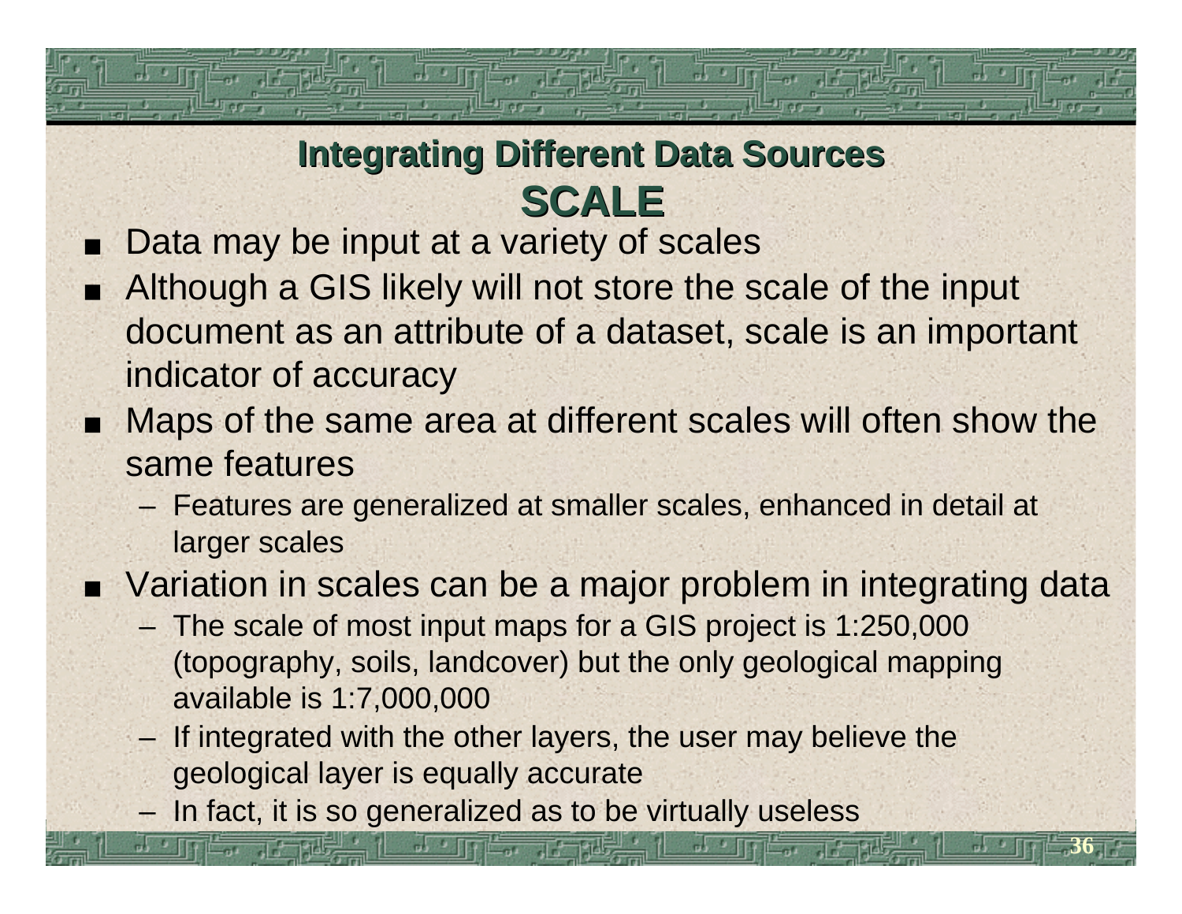## Integrating Different Data Sources
## SCALE

- Data may be input at a variety of scales
- Although a GIS likely will not store the scale of the input document as an attribute of a dataset, scale is an important indicator of accuracy
- Maps of the same area at different scales will often show the same features
  - Features are generalized at smaller scales, enhanced in detail at larger scales
- Variation in scales can be a major problem in integrating data
  - The scale of most input maps for a GIS project is 1:250,000 (topography, soils, landcover) but the only geological mapping available is 1:7,000,000
  - If integrated with the other layers, the user may believe the geological layer is equally accurate
  - In fact, it is so generalized as to be virtually useless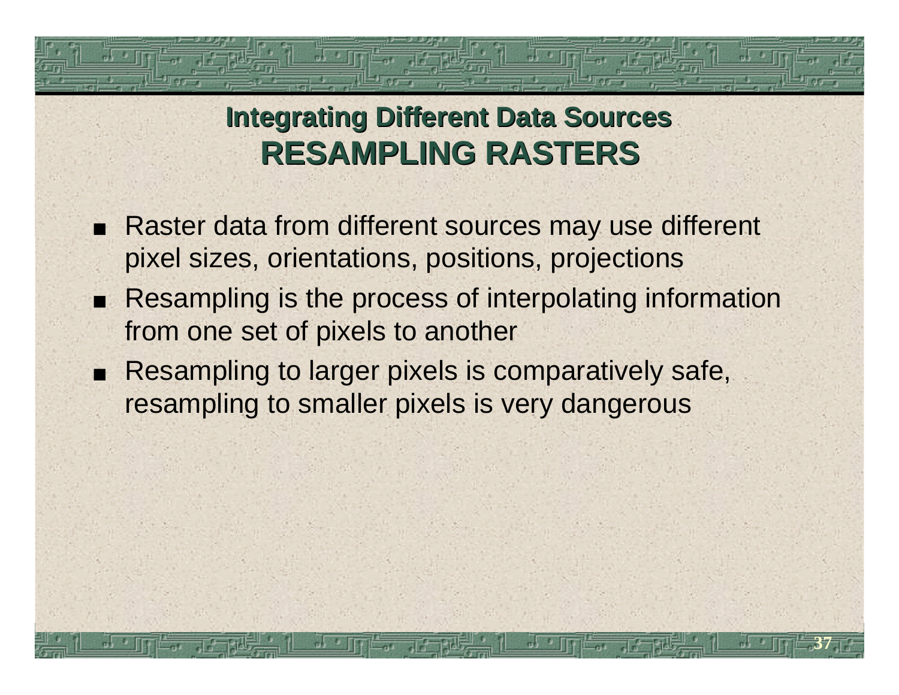## Integrating Different Data Sources

# RESAMPLING RASTERS

- Raster data from different sources may use different pixel sizes, orientations, positions, projections
- Resampling is the process of interpolating information from one set of pixels to another
- Resampling to larger pixels is comparatively safe, resampling to smaller pixels is very dangerous